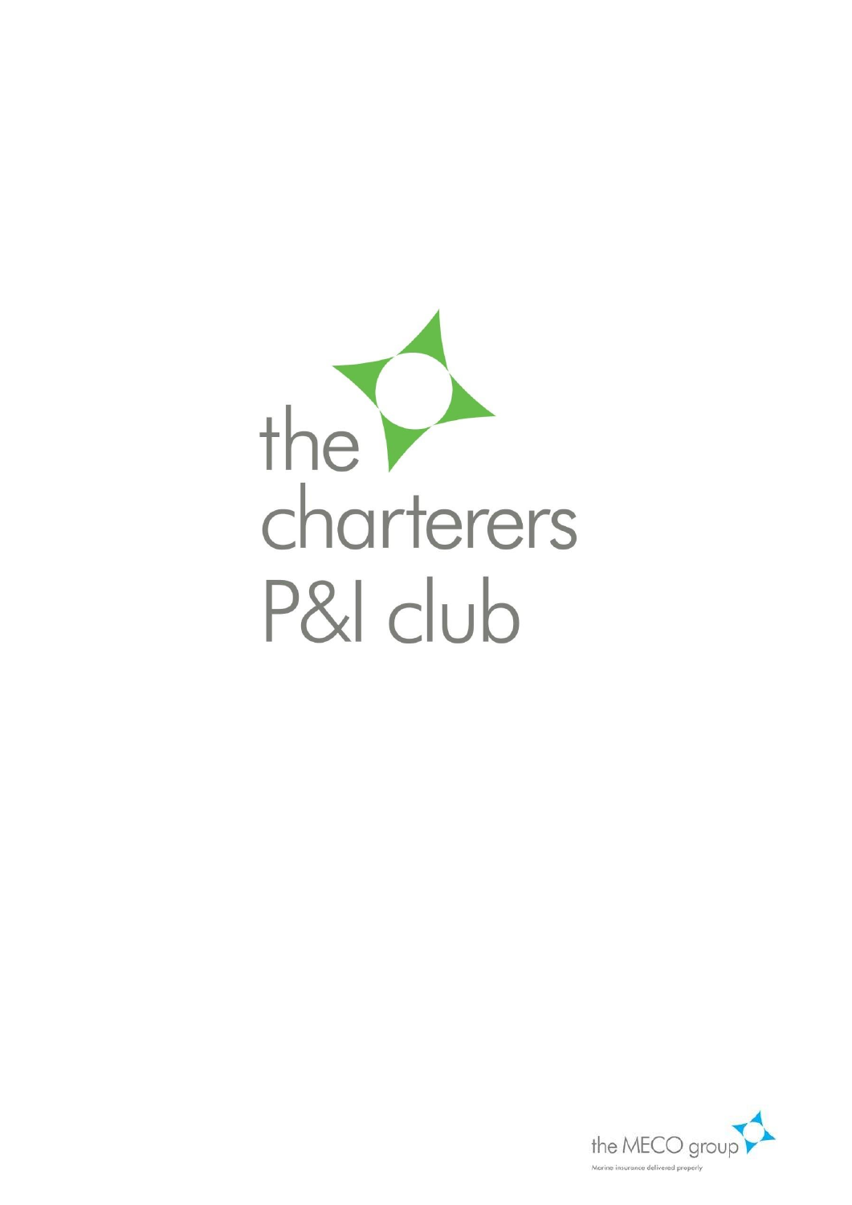# the charterers P&I club

the MECO group

Marine insurance delivered properly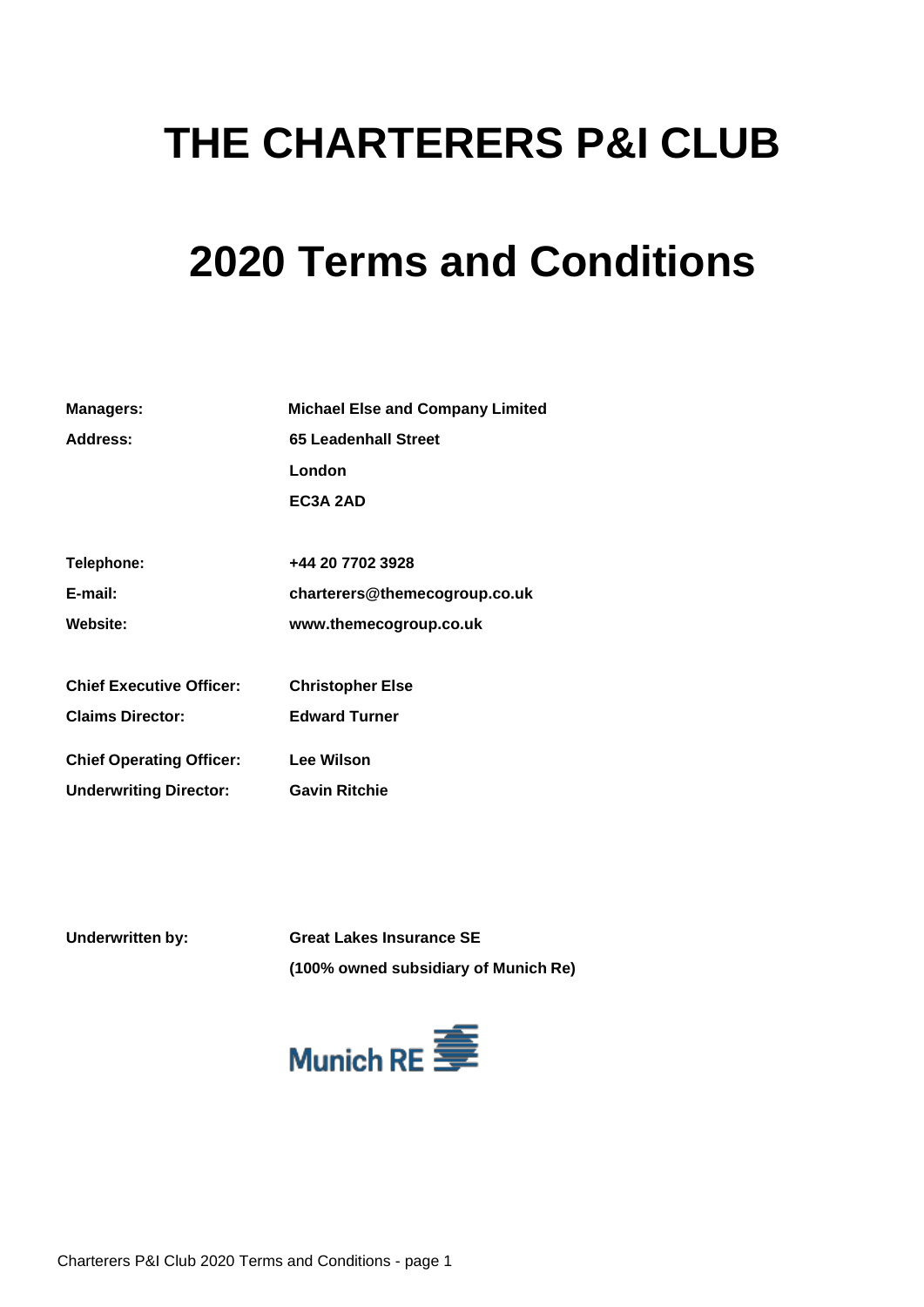# THE CHARTERERS P&I CLUB

# 2020 Terms and Conditions

| | |
|---|---|
| **Managers:** | **Michael Else and Company Limited** |
| **Address:** | **65 Leadenhall Street** |
| | **London** |
| | **EC3A 2AD** |
| **Telephone:** | **+44 20 7702 3928** |
| **E-mail:** | **charterers@themecogroup.co.uk** |
| **Website:** | **www.themecogroup.co.uk** |
| **Chief Executive Officer:** | **Christopher Else** |
| **Claims Director:** | **Edward Turner** |
| **Chief Operating Officer:** | **Lee Wilson** |
| **Underwriting Director:** | **Gavin Ritchie** |

| | |
|---|---|
| **Underwritten by:** | **Great Lakes Insurance SE** |
| | **(100% owned subsidiary of Munich Re)** |

Munich RE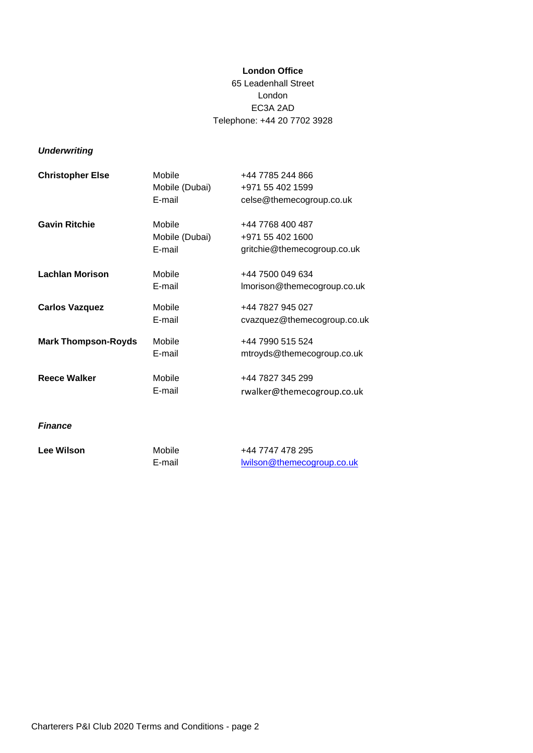**London Office**

65 Leadenhall Street
London
EC3A 2AD
Telephone: +44 20 7702 3928

***Underwriting***

| | | |
|---|---|---|
| **Christopher Else** | Mobile | +44 7785 244 866 |
| | Mobile (Dubai) | +971 55 402 1599 |
| | E-mail | celse@themecogroup.co.uk |
| **Gavin Ritchie** | Mobile | +44 7768 400 487 |
| | Mobile (Dubai) | +971 55 402 1600 |
| | E-mail | gritchie@themecogroup.co.uk |
| **Lachlan Morison** | Mobile | +44 7500 049 634 |
| | E-mail | lmorison@themecogroup.co.uk |
| **Carlos Vazquez** | Mobile | +44 7827 945 027 |
| | E-mail | cvazquez@themecogroup.co.uk |
| **Mark Thompson-Royds** | Mobile | +44 7990 515 524 |
| | E-mail | mtroyds@themecogroup.co.uk |
| **Reece Walker** | Mobile | +44 7827 345 299 |
| | E-mail | rwalker@themecogroup.co.uk |

***Finance***

| | | |
|---|---|---|
| **Lee Wilson** | Mobile | +44 7747 478 295 |
| | E-mail | lwilson@themecogroup.co.uk |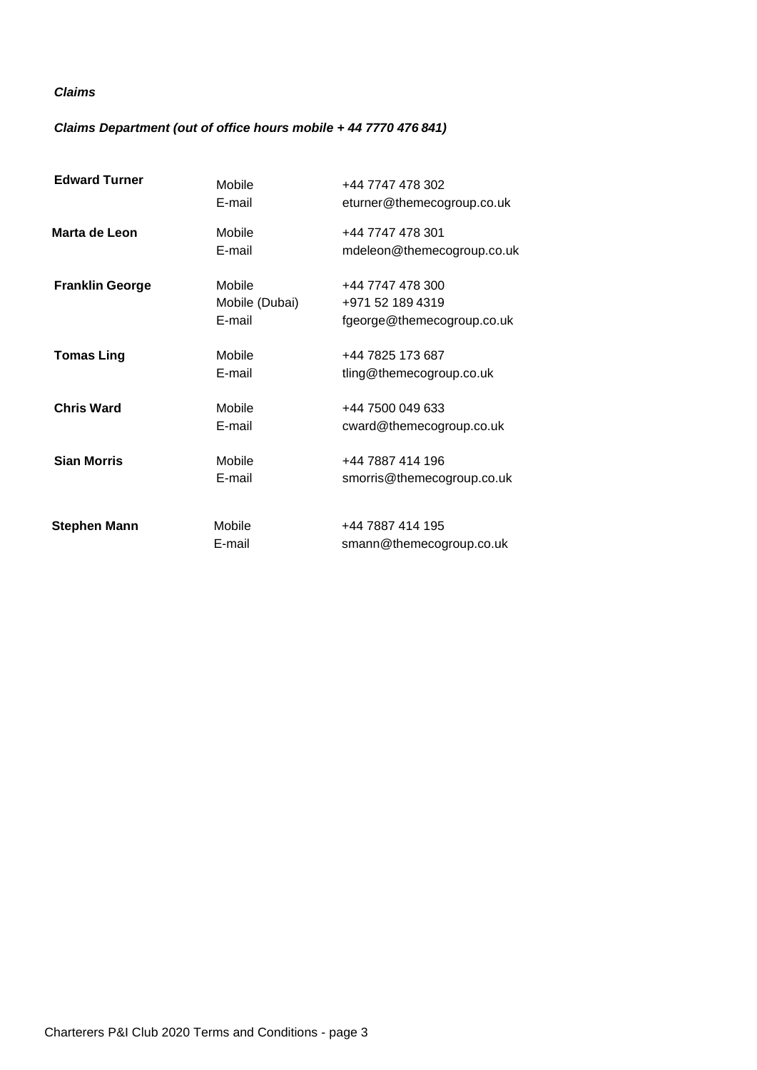***Claims***

***Claims Department (out of office hours mobile + 44 7770 476 841)***

| | | |
|---|---|---|
| **Edward Turner** | Mobile | +44 7747 478 302 |
| | E-mail | eturner@themecogroup.co.uk |
| **Marta de Leon** | Mobile | +44 7747 478 301 |
| | E-mail | mdeleon@themecogroup.co.uk |
| **Franklin George** | Mobile | +44 7747 478 300 |
| | Mobile (Dubai) | +971 52 189 4319 |
| | E-mail | fgeorge@themecogroup.co.uk |
| **Tomas Ling** | Mobile | +44 7825 173 687 |
| | E-mail | tling@themecogroup.co.uk |
| **Chris Ward** | Mobile | +44 7500 049 633 |
| | E-mail | cward@themecogroup.co.uk |
| **Sian Morris** | Mobile | +44 7887 414 196 |
| | E-mail | smorris@themecogroup.co.uk |
| **Stephen Mann** | Mobile | +44 7887 414 195 |
| | E-mail | smann@themecogroup.co.uk |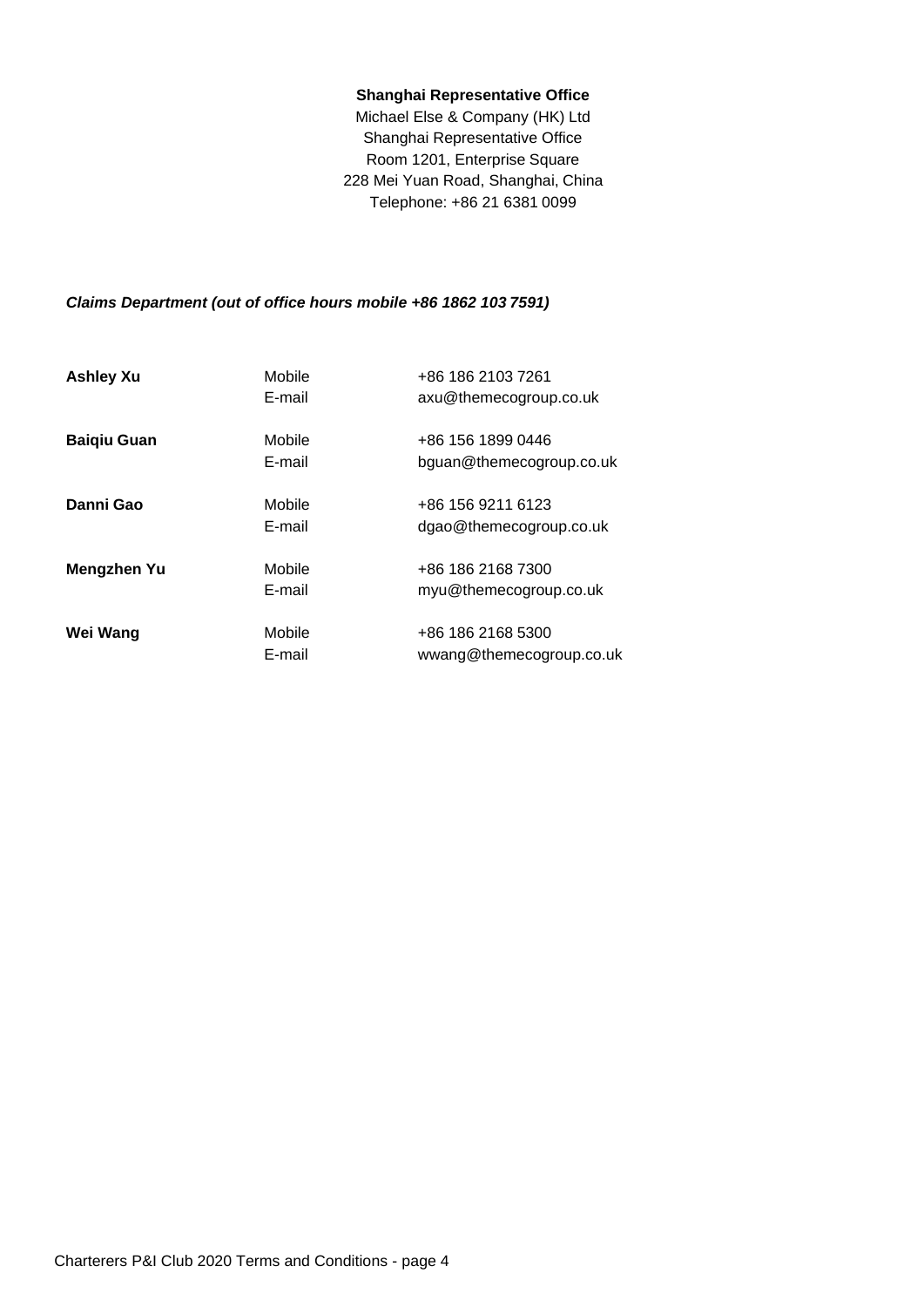**Shanghai Representative Office**

Michael Else & Company (HK) Ltd
Shanghai Representative Office
Room 1201, Enterprise Square
228 Mei Yuan Road, Shanghai, China
Telephone: +86 21 6381 0099

***Claims Department (out of office hours mobile +86 1862 103 7591)***

| | | |
|---|---|---|
| **Ashley Xu** | Mobile | +86 186 2103 7261 |
| | E-mail | axu@themecogroup.co.uk |
| **Baiqiu Guan** | Mobile | +86 156 1899 0446 |
| | E-mail | bguan@themecogroup.co.uk |
| **Danni Gao** | Mobile | +86 156 9211 6123 |
| | E-mail | dgao@themecogroup.co.uk |
| **Mengzhen Yu** | Mobile | +86 186 2168 7300 |
| | E-mail | myu@themecogroup.co.uk |
| **Wei Wang** | Mobile | +86 186 2168 5300 |
| | E-mail | wwang@themecogroup.co.uk |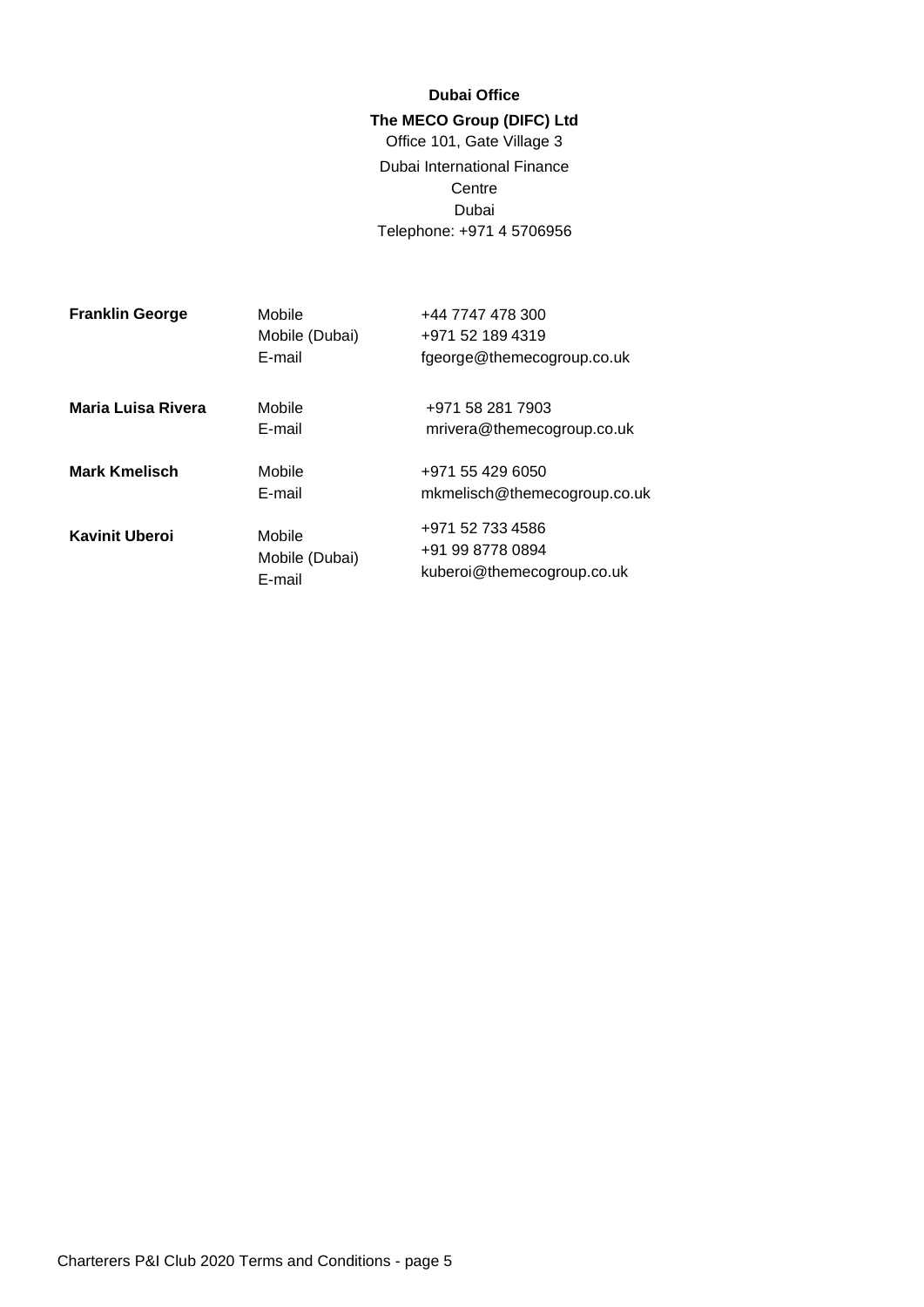**Dubai Office**

**The MECO Group (DIFC) Ltd**

Office 101, Gate Village 3
Dubai International Finance Centre
Dubai
Telephone: +971 4 5706956

| | | |
|---|---|---|
| **Franklin George** | Mobile | +44 7747 478 300 |
| | Mobile (Dubai) | +971 52 189 4319 |
| | E-mail | fgeorge@themecogroup.co.uk |
| **Maria Luisa Rivera** | Mobile | +971 58 281 7903 |
| | E-mail | mrivera@themecogroup.co.uk |
| **Mark Kmelisch** | Mobile | +971 55 429 6050 |
| | E-mail | mkmelisch@themecogroup.co.uk |
| **Kavinit Uberoi** | Mobile | +971 52 733 4586 |
| | Mobile (Dubai) | +91 99 8778 0894 |
| | E-mail | kuberoi@themecogroup.co.uk |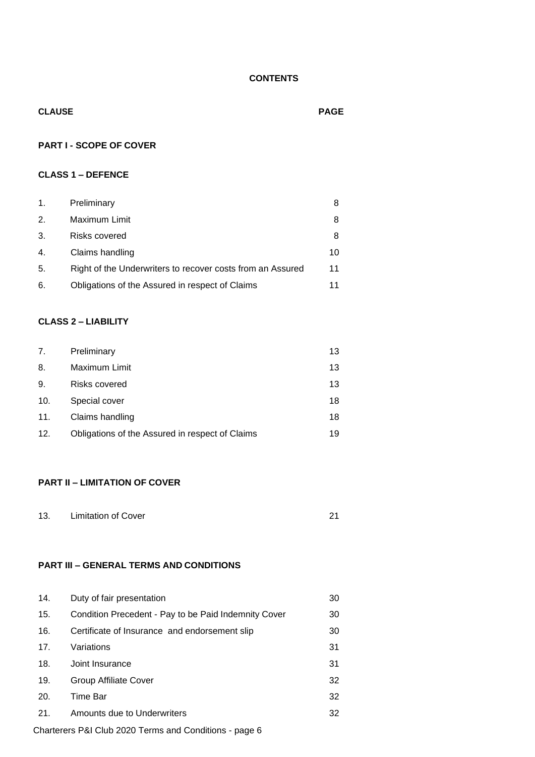**CONTENTS**

| CLAUSE | | PAGE |
|---|---|---|
| **PART I - SCOPE OF COVER** | | |
| **CLASS 1 – DEFENCE** | | |
| 1. | Preliminary | 8 |
| 2. | Maximum Limit | 8 |
| 3. | Risks covered | 8 |
| 4. | Claims handling | 10 |
| 5. | Right of the Underwriters to recover costs from an Assured | 11 |
| 6. | Obligations of the Assured in respect of Claims | 11 |
| **CLASS 2 – LIABILITY** | | |
| 7. | Preliminary | 13 |
| 8. | Maximum Limit | 13 |
| 9. | Risks covered | 13 |
| 10. | Special cover | 18 |
| 11. | Claims handling | 18 |
| 12. | Obligations of the Assured in respect of Claims | 19 |
| **PART II – LIMITATION OF COVER** | | |
| 13. | Limitation of Cover | 21 |
| **PART III – GENERAL TERMS AND CONDITIONS** | | |
| 14. | Duty of fair presentation | 30 |
| 15. | Condition Precedent - Pay to be Paid Indemnity Cover | 30 |
| 16. | Certificate of Insurance and endorsement slip | 30 |
| 17. | Variations | 31 |
| 18. | Joint Insurance | 31 |
| 19. | Group Affiliate Cover | 32 |
| 20. | Time Bar | 32 |
| 21. | Amounts due to Underwriters | 32 |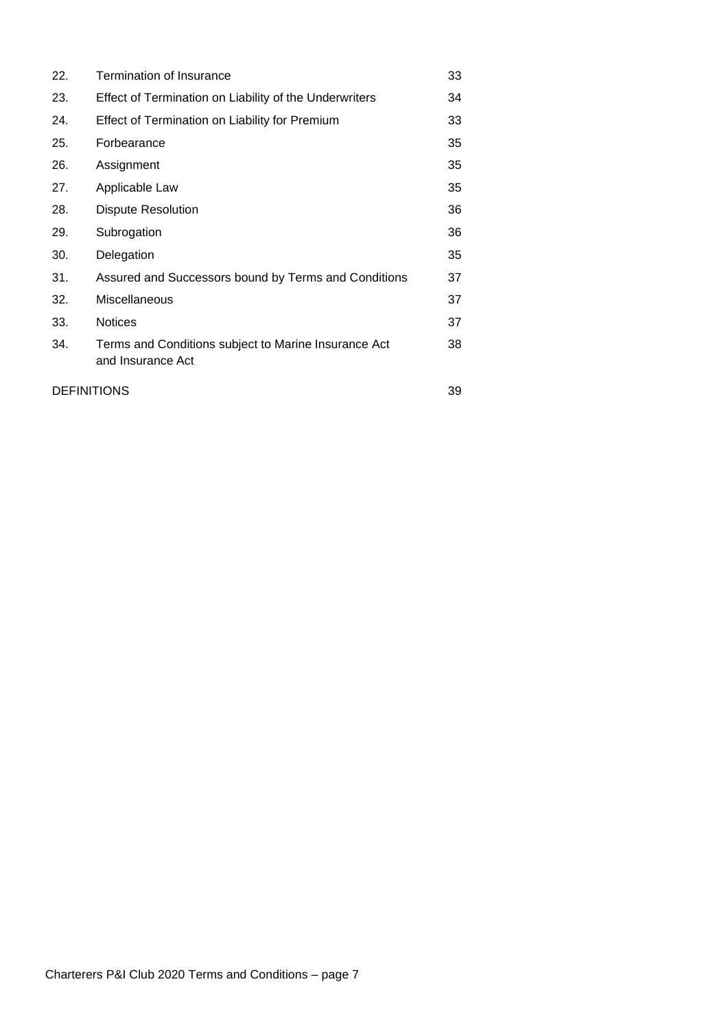| | | |
|---|---|---|
| 22. | Termination of Insurance | 33 |
| 23. | Effect of Termination on Liability of the Underwriters | 34 |
| 24. | Effect of Termination on Liability for Premium | 33 |
| 25. | Forbearance | 35 |
| 26. | Assignment | 35 |
| 27. | Applicable Law | 35 |
| 28. | Dispute Resolution | 36 |
| 29. | Subrogation | 36 |
| 30. | Delegation | 35 |
| 31. | Assured and Successors bound by Terms and Conditions | 37 |
| 32. | Miscellaneous | 37 |
| 33. | Notices | 37 |
| 34. | Terms and Conditions subject to Marine Insurance Act and Insurance Act | 38 |
| DEFINITIONS | | 39 |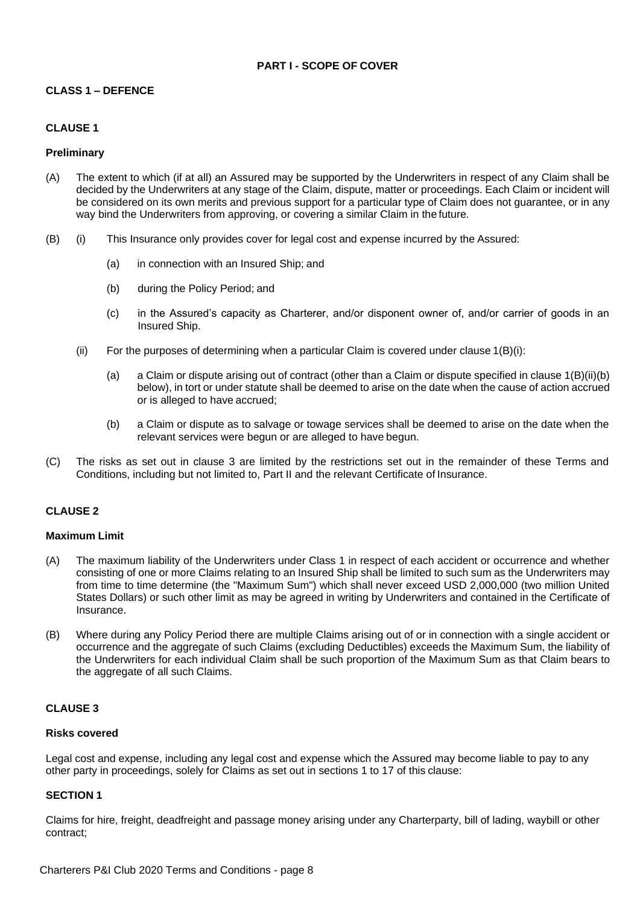## PART I - SCOPE OF COVER

### CLASS 1 – DEFENCE

#### CLAUSE 1

**Preliminary**

(A) The extent to which (if at all) an Assured may be supported by the Underwriters in respect of any Claim shall be decided by the Underwriters at any stage of the Claim, dispute, matter or proceedings. Each Claim or incident will be considered on its own merits and previous support for a particular type of Claim does not guarantee, or in any way bind the Underwriters from approving, or covering a similar Claim in the future.

(B) (i) This Insurance only provides cover for legal cost and expense incurred by the Assured:

(a) in connection with an Insured Ship; and

(b) during the Policy Period; and

(c) in the Assured's capacity as Charterer, and/or disponent owner of, and/or carrier of goods in an Insured Ship.

(ii) For the purposes of determining when a particular Claim is covered under clause 1(B)(i):

(a) a Claim or dispute arising out of contract (other than a Claim or dispute specified in clause 1(B)(ii)(b) below), in tort or under statute shall be deemed to arise on the date when the cause of action accrued or is alleged to have accrued;

(b) a Claim or dispute as to salvage or towage services shall be deemed to arise on the date when the relevant services were begun or are alleged to have begun.

(C) The risks as set out in clause 3 are limited by the restrictions set out in the remainder of these Terms and Conditions, including but not limited to, Part II and the relevant Certificate of Insurance.

#### CLAUSE 2

**Maximum Limit**

(A) The maximum liability of the Underwriters under Class 1 in respect of each accident or occurrence and whether consisting of one or more Claims relating to an Insured Ship shall be limited to such sum as the Underwriters may from time to time determine (the "Maximum Sum") which shall never exceed USD 2,000,000 (two million United States Dollars) or such other limit as may be agreed in writing by Underwriters and contained in the Certificate of Insurance.

(B) Where during any Policy Period there are multiple Claims arising out of or in connection with a single accident or occurrence and the aggregate of such Claims (excluding Deductibles) exceeds the Maximum Sum, the liability of the Underwriters for each individual Claim shall be such proportion of the Maximum Sum as that Claim bears to the aggregate of all such Claims.

#### CLAUSE 3

**Risks covered**

Legal cost and expense, including any legal cost and expense which the Assured may become liable to pay to any other party in proceedings, solely for Claims as set out in sections 1 to 17 of this clause:

**SECTION 1**

Claims for hire, freight, deadfreight and passage money arising under any Charterparty, bill of lading, waybill or other contract;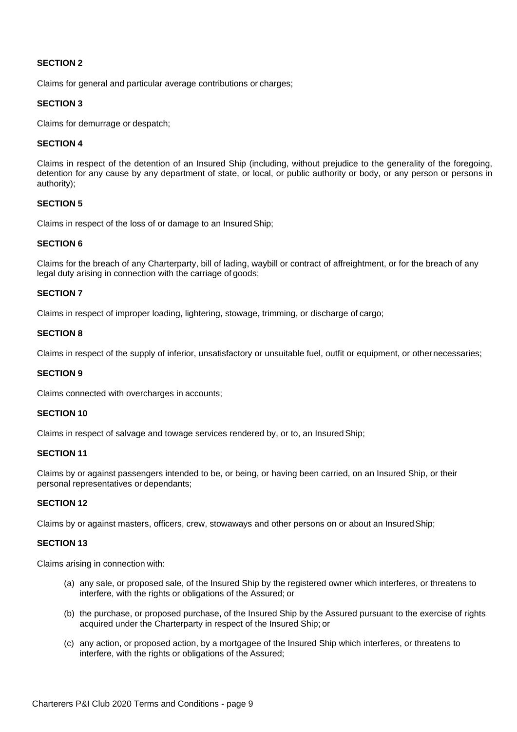**SECTION 2**

Claims for general and particular average contributions or charges;

**SECTION 3**

Claims for demurrage or despatch;

**SECTION 4**

Claims in respect of the detention of an Insured Ship (including, without prejudice to the generality of the foregoing, detention for any cause by any department of state, or local, or public authority or body, or any person or persons in authority);

**SECTION 5**

Claims in respect of the loss of or damage to an Insured Ship;

**SECTION 6**

Claims for the breach of any Charterparty, bill of lading, waybill or contract of affreightment, or for the breach of any legal duty arising in connection with the carriage of goods;

**SECTION 7**

Claims in respect of improper loading, lightering, stowage, trimming, or discharge of cargo;

**SECTION 8**

Claims in respect of the supply of inferior, unsatisfactory or unsuitable fuel, outfit or equipment, or other necessaries;

**SECTION 9**

Claims connected with overcharges in accounts;

**SECTION 10**

Claims in respect of salvage and towage services rendered by, or to, an Insured Ship;

**SECTION 11**

Claims by or against passengers intended to be, or being, or having been carried, on an Insured Ship, or their personal representatives or dependants;

**SECTION 12**

Claims by or against masters, officers, crew, stowaways and other persons on or about an Insured Ship;

**SECTION 13**

Claims arising in connection with:

(a) any sale, or proposed sale, of the Insured Ship by the registered owner which interferes, or threatens to interfere, with the rights or obligations of the Assured; or

(b) the purchase, or proposed purchase, of the Insured Ship by the Assured pursuant to the exercise of rights acquired under the Charterparty in respect of the Insured Ship; or

(c) any action, or proposed action, by a mortgagee of the Insured Ship which interferes, or threatens to interfere, with the rights or obligations of the Assured;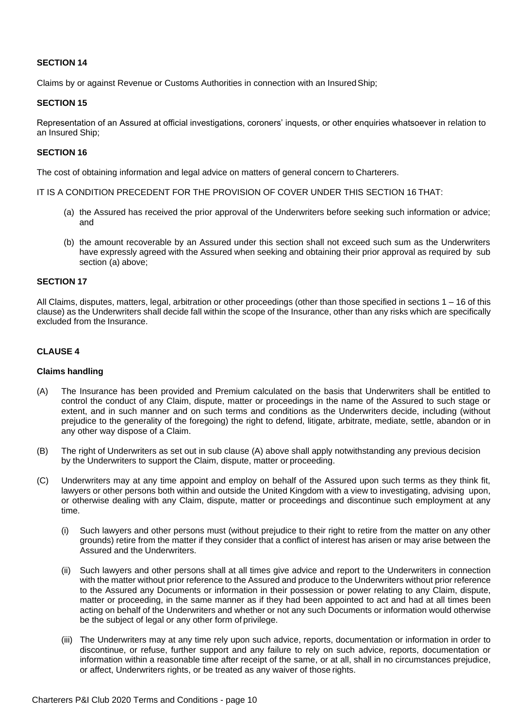**SECTION 14**

Claims by or against Revenue or Customs Authorities in connection with an Insured Ship;

**SECTION 15**

Representation of an Assured at official investigations, coroners' inquests, or other enquiries whatsoever in relation to an Insured Ship;

**SECTION 16**

The cost of obtaining information and legal advice on matters of general concern to Charterers.

IT IS A CONDITION PRECEDENT FOR THE PROVISION OF COVER UNDER THIS SECTION 16 THAT:

(a) the Assured has received the prior approval of the Underwriters before seeking such information or advice; and

(b) the amount recoverable by an Assured under this section shall not exceed such sum as the Underwriters have expressly agreed with the Assured when seeking and obtaining their prior approval as required by sub section (a) above;

**SECTION 17**

All Claims, disputes, matters, legal, arbitration or other proceedings (other than those specified in sections 1 – 16 of this clause) as the Underwriters shall decide fall within the scope of the Insurance, other than any risks which are specifically excluded from the Insurance.

**CLAUSE 4**

**Claims handling**

(A) The Insurance has been provided and Premium calculated on the basis that Underwriters shall be entitled to control the conduct of any Claim, dispute, matter or proceedings in the name of the Assured to such stage or extent, and in such manner and on such terms and conditions as the Underwriters decide, including (without prejudice to the generality of the foregoing) the right to defend, litigate, arbitrate, mediate, settle, abandon or in any other way dispose of a Claim.

(B) The right of Underwriters as set out in sub clause (A) above shall apply notwithstanding any previous decision by the Underwriters to support the Claim, dispute, matter or proceeding.

(C) Underwriters may at any time appoint and employ on behalf of the Assured upon such terms as they think fit, lawyers or other persons both within and outside the United Kingdom with a view to investigating, advising upon, or otherwise dealing with any Claim, dispute, matter or proceedings and discontinue such employment at any time.

   (i) Such lawyers and other persons must (without prejudice to their right to retire from the matter on any other grounds) retire from the matter if they consider that a conflict of interest has arisen or may arise between the Assured and the Underwriters.

   (ii) Such lawyers and other persons shall at all times give advice and report to the Underwriters in connection with the matter without prior reference to the Assured and produce to the Underwriters without prior reference to the Assured any Documents or information in their possession or power relating to any Claim, dispute, matter or proceeding, in the same manner as if they had been appointed to act and had at all times been acting on behalf of the Underwriters and whether or not any such Documents or information would otherwise be the subject of legal or any other form of privilege.

   (iii) The Underwriters may at any time rely upon such advice, reports, documentation or information in order to discontinue, or refuse, further support and any failure to rely on such advice, reports, documentation or information within a reasonable time after receipt of the same, or at all, shall in no circumstances prejudice, or affect, Underwriters rights, or be treated as any waiver of those rights.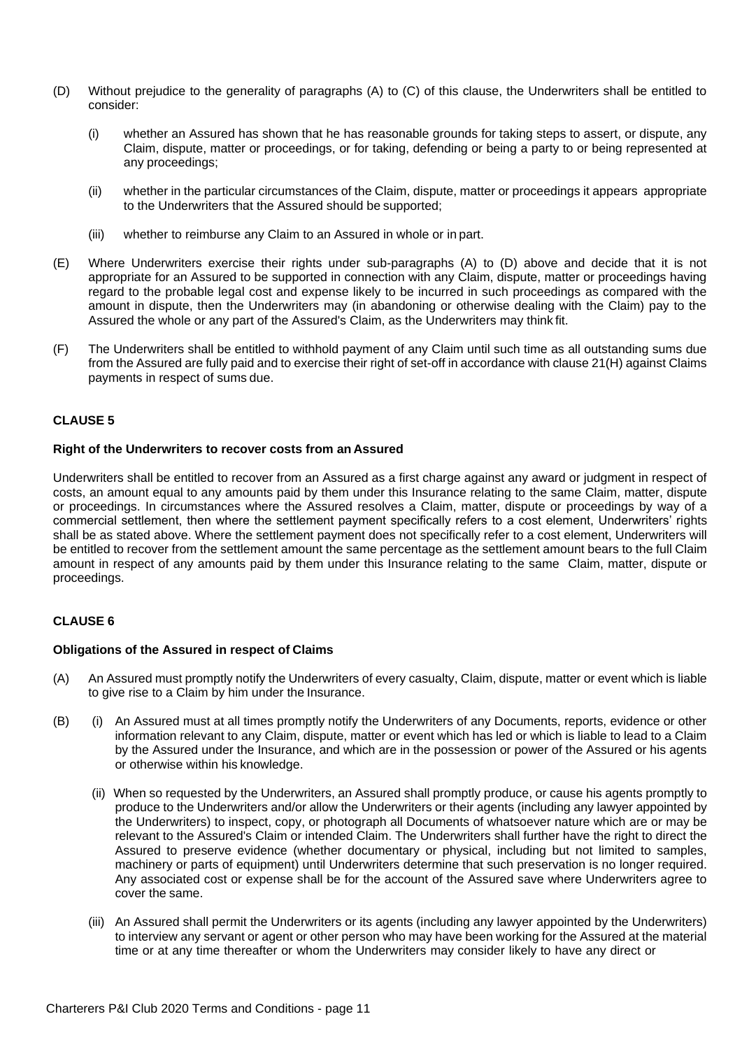(D) Without prejudice to the generality of paragraphs (A) to (C) of this clause, the Underwriters shall be entitled to consider:

   (i) whether an Assured has shown that he has reasonable grounds for taking steps to assert, or dispute, any Claim, dispute, matter or proceedings, or for taking, defending or being a party to or being represented at any proceedings;

   (ii) whether in the particular circumstances of the Claim, dispute, matter or proceedings it appears appropriate to the Underwriters that the Assured should be supported;

   (iii) whether to reimburse any Claim to an Assured in whole or in part.

(E) Where Underwriters exercise their rights under sub-paragraphs (A) to (D) above and decide that it is not appropriate for an Assured to be supported in connection with any Claim, dispute, matter or proceedings having regard to the probable legal cost and expense likely to be incurred in such proceedings as compared with the amount in dispute, then the Underwriters may (in abandoning or otherwise dealing with the Claim) pay to the Assured the whole or any part of the Assured's Claim, as the Underwriters may think fit.

(F) The Underwriters shall be entitled to withhold payment of any Claim until such time as all outstanding sums due from the Assured are fully paid and to exercise their right of set-off in accordance with clause 21(H) against Claims payments in respect of sums due.

### CLAUSE 5

**Right of the Underwriters to recover costs from an Assured**

Underwriters shall be entitled to recover from an Assured as a first charge against any award or judgment in respect of costs, an amount equal to any amounts paid by them under this Insurance relating to the same Claim, matter, dispute or proceedings. In circumstances where the Assured resolves a Claim, matter, dispute or proceedings by way of a commercial settlement, then where the settlement payment specifically refers to a cost element, Underwriters' rights shall be as stated above. Where the settlement payment does not specifically refer to a cost element, Underwriters will be entitled to recover from the settlement amount the same percentage as the settlement amount bears to the full Claim amount in respect of any amounts paid by them under this Insurance relating to the same Claim, matter, dispute or proceedings.

### CLAUSE 6

**Obligations of the Assured in respect of Claims**

(A) An Assured must promptly notify the Underwriters of every casualty, Claim, dispute, matter or event which is liable to give rise to a Claim by him under the Insurance.

(B) (i) An Assured must at all times promptly notify the Underwriters of any Documents, reports, evidence or other information relevant to any Claim, dispute, matter or event which has led or which is liable to lead to a Claim by the Assured under the Insurance, and which are in the possession or power of the Assured or his agents or otherwise within his knowledge.

   (ii) When so requested by the Underwriters, an Assured shall promptly produce, or cause his agents promptly to produce to the Underwriters and/or allow the Underwriters or their agents (including any lawyer appointed by the Underwriters) to inspect, copy, or photograph all Documents of whatsoever nature which are or may be relevant to the Assured's Claim or intended Claim. The Underwriters shall further have the right to direct the Assured to preserve evidence (whether documentary or physical, including but not limited to samples, machinery or parts of equipment) until Underwriters determine that such preservation is no longer required. Any associated cost or expense shall be for the account of the Assured save where Underwriters agree to cover the same.

   (iii) An Assured shall permit the Underwriters or its agents (including any lawyer appointed by the Underwriters) to interview any servant or agent or other person who may have been working for the Assured at the material time or at any time thereafter or whom the Underwriters may consider likely to have any direct or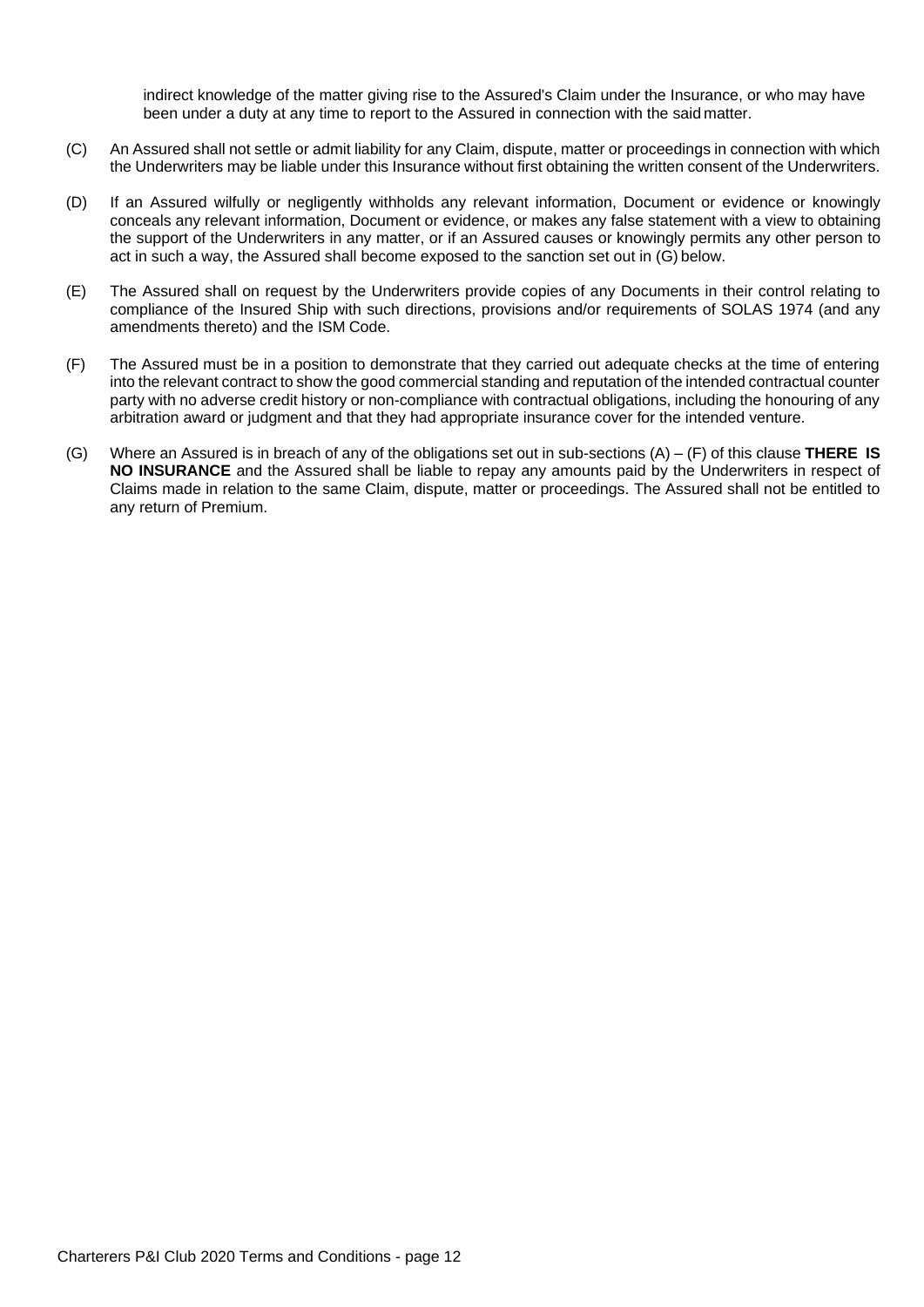indirect knowledge of the matter giving rise to the Assured's Claim under the Insurance, or who may have been under a duty at any time to report to the Assured in connection with the said matter.

(C) An Assured shall not settle or admit liability for any Claim, dispute, matter or proceedings in connection with which the Underwriters may be liable under this Insurance without first obtaining the written consent of the Underwriters.

(D) If an Assured wilfully or negligently withholds any relevant information, Document or evidence or knowingly conceals any relevant information, Document or evidence, or makes any false statement with a view to obtaining the support of the Underwriters in any matter, or if an Assured causes or knowingly permits any other person to act in such a way, the Assured shall become exposed to the sanction set out in (G) below.

(E) The Assured shall on request by the Underwriters provide copies of any Documents in their control relating to compliance of the Insured Ship with such directions, provisions and/or requirements of SOLAS 1974 (and any amendments thereto) and the ISM Code.

(F) The Assured must be in a position to demonstrate that they carried out adequate checks at the time of entering into the relevant contract to show the good commercial standing and reputation of the intended contractual counter party with no adverse credit history or non-compliance with contractual obligations, including the honouring of any arbitration award or judgment and that they had appropriate insurance cover for the intended venture.

(G) Where an Assured is in breach of any of the obligations set out in sub-sections (A) – (F) of this clause **THERE IS NO INSURANCE** and the Assured shall be liable to repay any amounts paid by the Underwriters in respect of Claims made in relation to the same Claim, dispute, matter or proceedings. The Assured shall not be entitled to any return of Premium.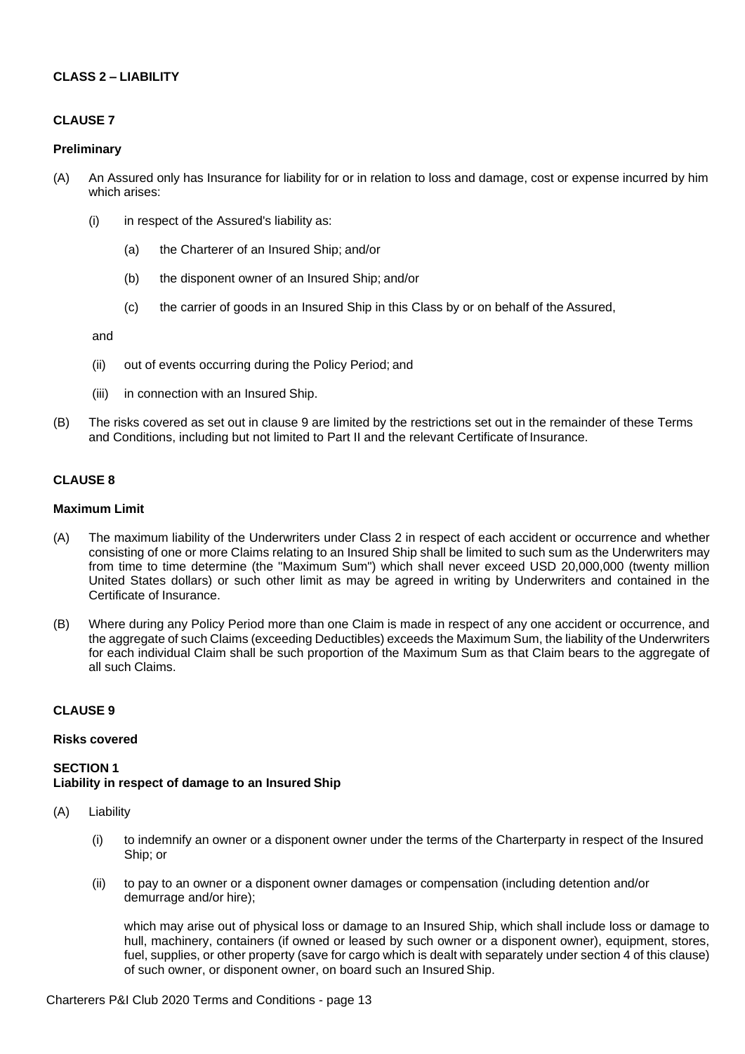## CLASS 2 – LIABILITY

### CLAUSE 7

**Preliminary**

(A) An Assured only has Insurance for liability for or in relation to loss and damage, cost or expense incurred by him which arises:

  (i) in respect of the Assured's liability as:

    (a) the Charterer of an Insured Ship; and/or

    (b) the disponent owner of an Insured Ship; and/or

    (c) the carrier of goods in an Insured Ship in this Class by or on behalf of the Assured,

  and

  (ii) out of events occurring during the Policy Period; and

  (iii) in connection with an Insured Ship.

(B) The risks covered as set out in clause 9 are limited by the restrictions set out in the remainder of these Terms and Conditions, including but not limited to Part II and the relevant Certificate of Insurance.

### CLAUSE 8

**Maximum Limit**

(A) The maximum liability of the Underwriters under Class 2 in respect of each accident or occurrence and whether consisting of one or more Claims relating to an Insured Ship shall be limited to such sum as the Underwriters may from time to time determine (the "Maximum Sum") which shall never exceed USD 20,000,000 (twenty million United States dollars) or such other limit as may be agreed in writing by Underwriters and contained in the Certificate of Insurance.

(B) Where during any Policy Period more than one Claim is made in respect of any one accident or occurrence, and the aggregate of such Claims (exceeding Deductibles) exceeds the Maximum Sum, the liability of the Underwriters for each individual Claim shall be such proportion of the Maximum Sum as that Claim bears to the aggregate of all such Claims.

### CLAUSE 9

**Risks covered**

**SECTION 1**
**Liability in respect of damage to an Insured Ship**

(A) Liability

  (i) to indemnify an owner or a disponent owner under the terms of the Charterparty in respect of the Insured Ship; or

  (ii) to pay to an owner or a disponent owner damages or compensation (including detention and/or demurrage and/or hire);

  which may arise out of physical loss or damage to an Insured Ship, which shall include loss or damage to hull, machinery, containers (if owned or leased by such owner or a disponent owner), equipment, stores, fuel, supplies, or other property (save for cargo which is dealt with separately under section 4 of this clause) of such owner, or disponent owner, on board such an Insured Ship.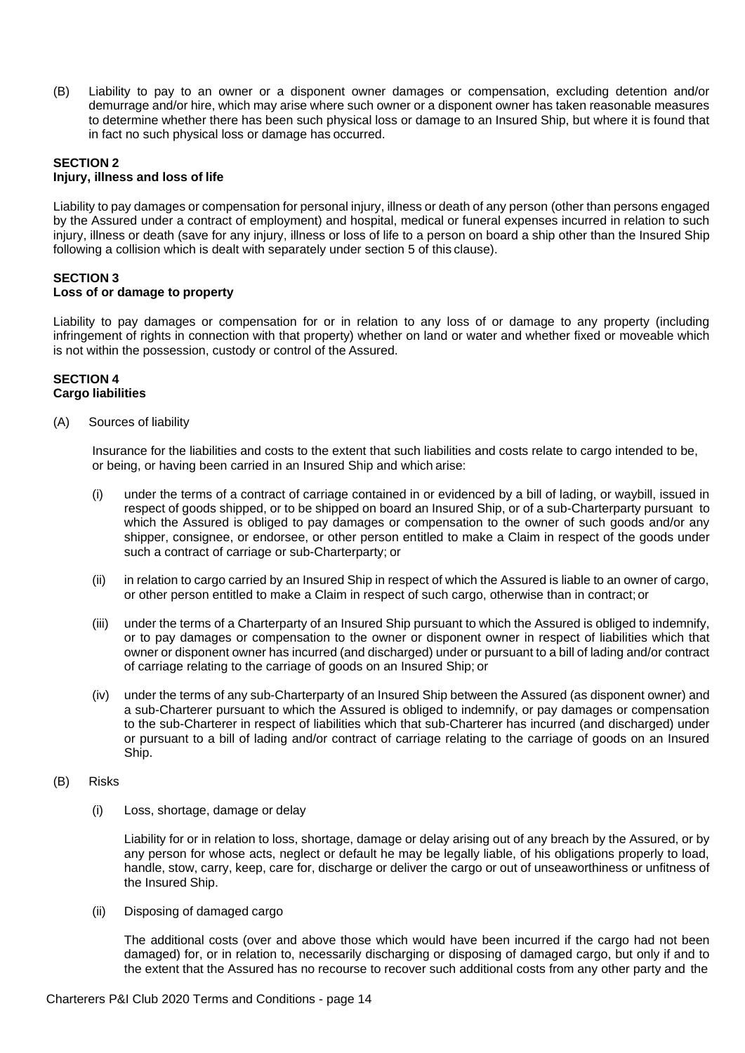(B) Liability to pay to an owner or a disponent owner damages or compensation, excluding detention and/or demurrage and/or hire, which may arise where such owner or a disponent owner has taken reasonable measures to determine whether there has been such physical loss or damage to an Insured Ship, but where it is found that in fact no such physical loss or damage has occurred.

**SECTION 2**
**Injury, illness and loss of life**

Liability to pay damages or compensation for personal injury, illness or death of any person (other than persons engaged by the Assured under a contract of employment) and hospital, medical or funeral expenses incurred in relation to such injury, illness or death (save for any injury, illness or loss of life to a person on board a ship other than the Insured Ship following a collision which is dealt with separately under section 5 of this clause).

**SECTION 3**
**Loss of or damage to property**

Liability to pay damages or compensation for or in relation to any loss of or damage to any property (including infringement of rights in connection with that property) whether on land or water and whether fixed or moveable which is not within the possession, custody or control of the Assured.

**SECTION 4**
**Cargo liabilities**

(A) Sources of liability

Insurance for the liabilities and costs to the extent that such liabilities and costs relate to cargo intended to be, or being, or having been carried in an Insured Ship and which arise:

(i) under the terms of a contract of carriage contained in or evidenced by a bill of lading, or waybill, issued in respect of goods shipped, or to be shipped on board an Insured Ship, or of a sub-Charterparty pursuant to which the Assured is obliged to pay damages or compensation to the owner of such goods and/or any shipper, consignee, or endorsee, or other person entitled to make a Claim in respect of the goods under such a contract of carriage or sub-Charterparty; or

(ii) in relation to cargo carried by an Insured Ship in respect of which the Assured is liable to an owner of cargo, or other person entitled to make a Claim in respect of such cargo, otherwise than in contract; or

(iii) under the terms of a Charterparty of an Insured Ship pursuant to which the Assured is obliged to indemnify, or to pay damages or compensation to the owner or disponent owner in respect of liabilities which that owner or disponent owner has incurred (and discharged) under or pursuant to a bill of lading and/or contract of carriage relating to the carriage of goods on an Insured Ship; or

(iv) under the terms of any sub-Charterparty of an Insured Ship between the Assured (as disponent owner) and a sub-Charterer pursuant to which the Assured is obliged to indemnify, or pay damages or compensation to the sub-Charterer in respect of liabilities which that sub-Charterer has incurred (and discharged) under or pursuant to a bill of lading and/or contract of carriage relating to the carriage of goods on an Insured Ship.

(B) Risks

(i) Loss, shortage, damage or delay

Liability for or in relation to loss, shortage, damage or delay arising out of any breach by the Assured, or by any person for whose acts, neglect or default he may be legally liable, of his obligations properly to load, handle, stow, carry, keep, care for, discharge or deliver the cargo or out of unseaworthiness or unfitness of the Insured Ship.

(ii) Disposing of damaged cargo

The additional costs (over and above those which would have been incurred if the cargo had not been damaged) for, or in relation to, necessarily discharging or disposing of damaged cargo, but only if and to the extent that the Assured has no recourse to recover such additional costs from any other party and the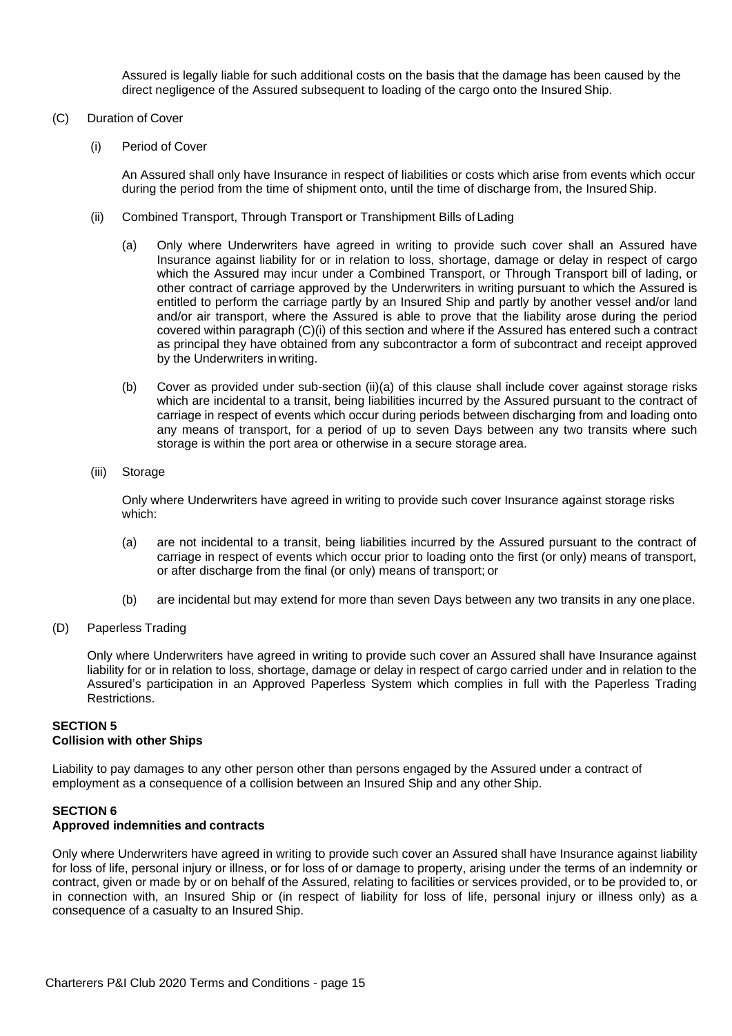Assured is legally liable for such additional costs on the basis that the damage has been caused by the direct negligence of the Assured subsequent to loading of the cargo onto the Insured Ship.

(C) Duration of Cover

(i) Period of Cover

An Assured shall only have Insurance in respect of liabilities or costs which arise from events which occur during the period from the time of shipment onto, until the time of discharge from, the Insured Ship.

(ii) Combined Transport, Through Transport or Transhipment Bills of Lading

(a) Only where Underwriters have agreed in writing to provide such cover shall an Assured have Insurance against liability for or in relation to loss, shortage, damage or delay in respect of cargo which the Assured may incur under a Combined Transport, or Through Transport bill of lading, or other contract of carriage approved by the Underwriters in writing pursuant to which the Assured is entitled to perform the carriage partly by an Insured Ship and partly by another vessel and/or land and/or air transport, where the Assured is able to prove that the liability arose during the period covered within paragraph (C)(i) of this section and where if the Assured has entered such a contract as principal they have obtained from any subcontractor a form of subcontract and receipt approved by the Underwriters in writing.

(b) Cover as provided under sub-section (ii)(a) of this clause shall include cover against storage risks which are incidental to a transit, being liabilities incurred by the Assured pursuant to the contract of carriage in respect of events which occur during periods between discharging from and loading onto any means of transport, for a period of up to seven Days between any two transits where such storage is within the port area or otherwise in a secure storage area.

(iii) Storage

Only where Underwriters have agreed in writing to provide such cover Insurance against storage risks which:

(a) are not incidental to a transit, being liabilities incurred by the Assured pursuant to the contract of carriage in respect of events which occur prior to loading onto the first (or only) means of transport, or after discharge from the final (or only) means of transport; or

(b) are incidental but may extend for more than seven Days between any two transits in any one place.

(D) Paperless Trading

Only where Underwriters have agreed in writing to provide such cover an Assured shall have Insurance against liability for or in relation to loss, shortage, damage or delay in respect of cargo carried under and in relation to the Assured's participation in an Approved Paperless System which complies in full with the Paperless Trading Restrictions.

## SECTION 5
## Collision with other Ships

Liability to pay damages to any other person other than persons engaged by the Assured under a contract of employment as a consequence of a collision between an Insured Ship and any other Ship.

## SECTION 6
## Approved indemnities and contracts

Only where Underwriters have agreed in writing to provide such cover an Assured shall have Insurance against liability for loss of life, personal injury or illness, or for loss of or damage to property, arising under the terms of an indemnity or contract, given or made by or on behalf of the Assured, relating to facilities or services provided, or to be provided to, or in connection with, an Insured Ship or (in respect of liability for loss of life, personal injury or illness only) as a consequence of a casualty to an Insured Ship.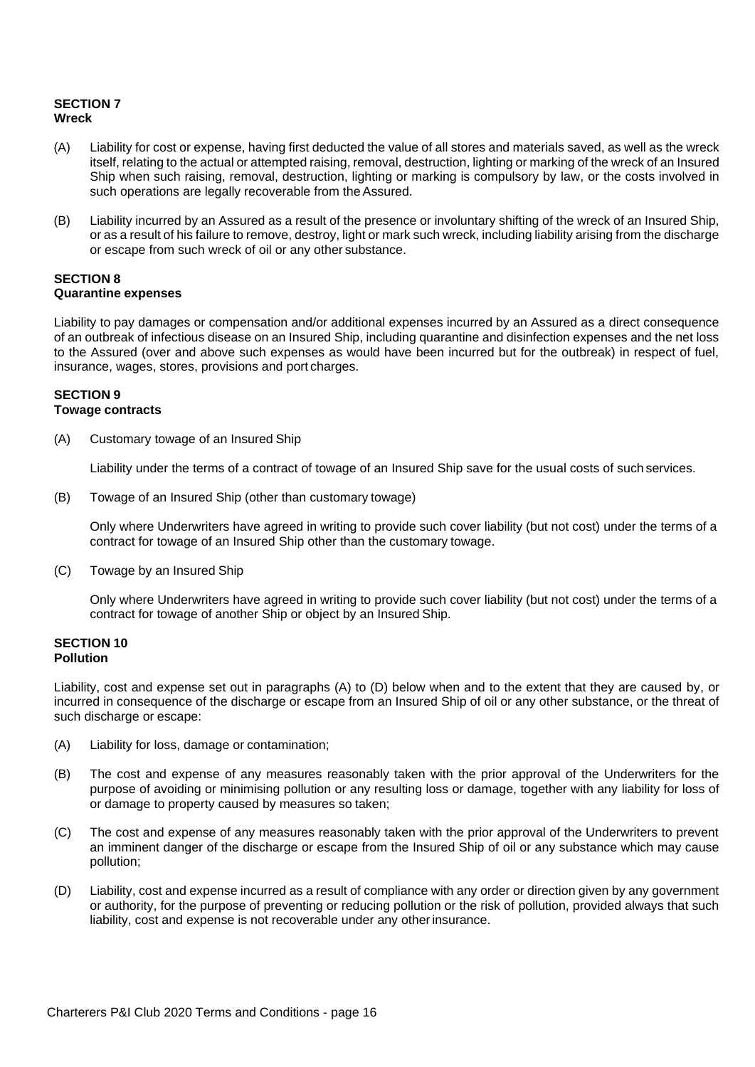## SECTION 7
**Wreck**

(A) Liability for cost or expense, having first deducted the value of all stores and materials saved, as well as the wreck itself, relating to the actual or attempted raising, removal, destruction, lighting or marking of the wreck of an Insured Ship when such raising, removal, destruction, lighting or marking is compulsory by law, or the costs involved in such operations are legally recoverable from the Assured.

(B) Liability incurred by an Assured as a result of the presence or involuntary shifting of the wreck of an Insured Ship, or as a result of his failure to remove, destroy, light or mark such wreck, including liability arising from the discharge or escape from such wreck of oil or any other substance.

## SECTION 8
**Quarantine expenses**

Liability to pay damages or compensation and/or additional expenses incurred by an Assured as a direct consequence of an outbreak of infectious disease on an Insured Ship, including quarantine and disinfection expenses and the net loss to the Assured (over and above such expenses as would have been incurred but for the outbreak) in respect of fuel, insurance, wages, stores, provisions and port charges.

## SECTION 9
**Towage contracts**

(A) Customary towage of an Insured Ship

Liability under the terms of a contract of towage of an Insured Ship save for the usual costs of such services.

(B) Towage of an Insured Ship (other than customary towage)

Only where Underwriters have agreed in writing to provide such cover liability (but not cost) under the terms of a contract for towage of an Insured Ship other than the customary towage.

(C) Towage by an Insured Ship

Only where Underwriters have agreed in writing to provide such cover liability (but not cost) under the terms of a contract for towage of another Ship or object by an Insured Ship.

## SECTION 10
**Pollution**

Liability, cost and expense set out in paragraphs (A) to (D) below when and to the extent that they are caused by, or incurred in consequence of the discharge or escape from an Insured Ship of oil or any other substance, or the threat of such discharge or escape:

(A) Liability for loss, damage or contamination;

(B) The cost and expense of any measures reasonably taken with the prior approval of the Underwriters for the purpose of avoiding or minimising pollution or any resulting loss or damage, together with any liability for loss of or damage to property caused by measures so taken;

(C) The cost and expense of any measures reasonably taken with the prior approval of the Underwriters to prevent an imminent danger of the discharge or escape from the Insured Ship of oil or any substance which may cause pollution;

(D) Liability, cost and expense incurred as a result of compliance with any order or direction given by any government or authority, for the purpose of preventing or reducing pollution or the risk of pollution, provided always that such liability, cost and expense is not recoverable under any other insurance.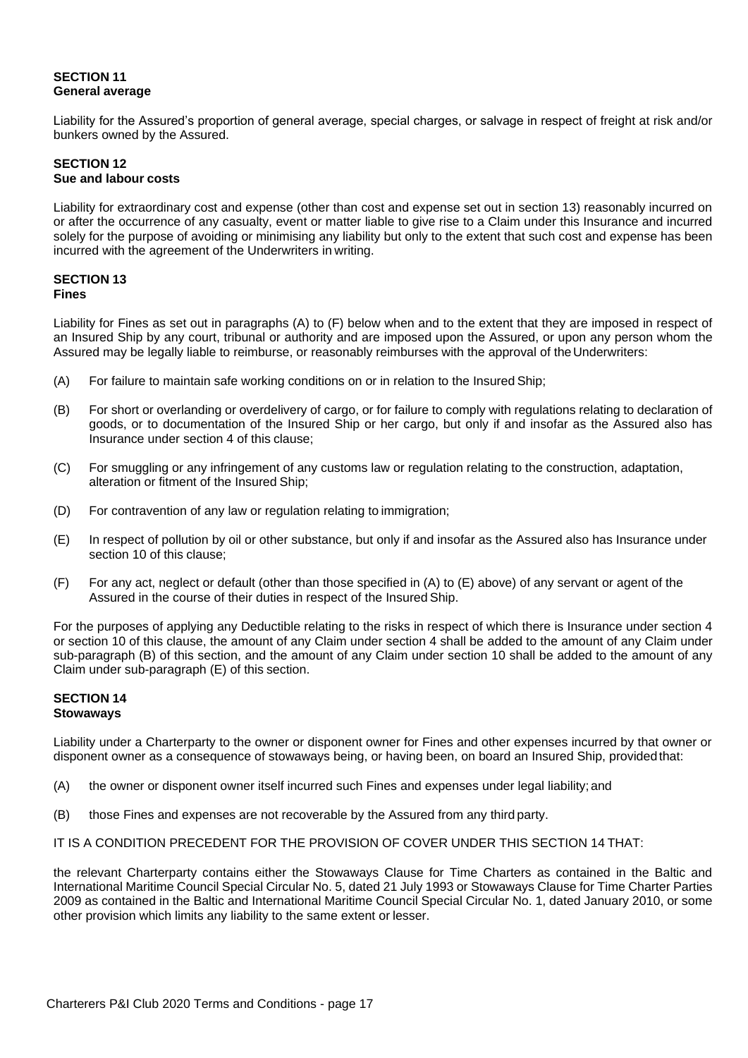### SECTION 11
**General average**

Liability for the Assured's proportion of general average, special charges, or salvage in respect of freight at risk and/or bunkers owned by the Assured.

### SECTION 12
**Sue and labour costs**

Liability for extraordinary cost and expense (other than cost and expense set out in section 13) reasonably incurred on or after the occurrence of any casualty, event or matter liable to give rise to a Claim under this Insurance and incurred solely for the purpose of avoiding or minimising any liability but only to the extent that such cost and expense has been incurred with the agreement of the Underwriters in writing.

### SECTION 13
**Fines**

Liability for Fines as set out in paragraphs (A) to (F) below when and to the extent that they are imposed in respect of an Insured Ship by any court, tribunal or authority and are imposed upon the Assured, or upon any person whom the Assured may be legally liable to reimburse, or reasonably reimburses with the approval of the Underwriters:

(A) For failure to maintain safe working conditions on or in relation to the Insured Ship;

(B) For short or overlanding or overdelivery of cargo, or for failure to comply with regulations relating to declaration of goods, or to documentation of the Insured Ship or her cargo, but only if and insofar as the Assured also has Insurance under section 4 of this clause;

(C) For smuggling or any infringement of any customs law or regulation relating to the construction, adaptation, alteration or fitment of the Insured Ship;

(D) For contravention of any law or regulation relating to immigration;

(E) In respect of pollution by oil or other substance, but only if and insofar as the Assured also has Insurance under section 10 of this clause;

(F) For any act, neglect or default (other than those specified in (A) to (E) above) of any servant or agent of the Assured in the course of their duties in respect of the Insured Ship.

For the purposes of applying any Deductible relating to the risks in respect of which there is Insurance under section 4 or section 10 of this clause, the amount of any Claim under section 4 shall be added to the amount of any Claim under sub-paragraph (B) of this section, and the amount of any Claim under section 10 shall be added to the amount of any Claim under sub-paragraph (E) of this section.

### SECTION 14
**Stowaways**

Liability under a Charterparty to the owner or disponent owner for Fines and other expenses incurred by that owner or disponent owner as a consequence of stowaways being, or having been, on board an Insured Ship, provided that:

(A) the owner or disponent owner itself incurred such Fines and expenses under legal liability; and

(B) those Fines and expenses are not recoverable by the Assured from any third party.

IT IS A CONDITION PRECEDENT FOR THE PROVISION OF COVER UNDER THIS SECTION 14 THAT:

the relevant Charterparty contains either the Stowaways Clause for Time Charters as contained in the Baltic and International Maritime Council Special Circular No. 5, dated 21 July 1993 or Stowaways Clause for Time Charter Parties 2009 as contained in the Baltic and International Maritime Council Special Circular No. 1, dated January 2010, or some other provision which limits any liability to the same extent or lesser.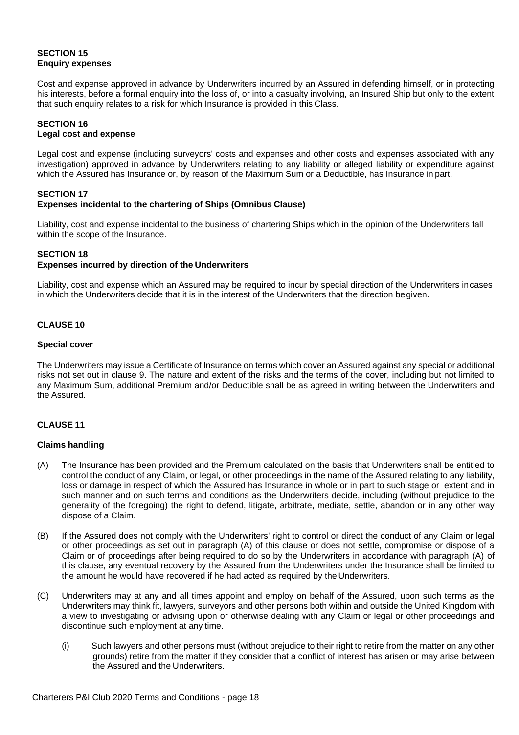**SECTION 15**
**Enquiry expenses**

Cost and expense approved in advance by Underwriters incurred by an Assured in defending himself, or in protecting his interests, before a formal enquiry into the loss of, or into a casualty involving, an Insured Ship but only to the extent that such enquiry relates to a risk for which Insurance is provided in this Class.

**SECTION 16**
**Legal cost and expense**

Legal cost and expense (including surveyors' costs and expenses and other costs and expenses associated with any investigation) approved in advance by Underwriters relating to any liability or alleged liability or expenditure against which the Assured has Insurance or, by reason of the Maximum Sum or a Deductible, has Insurance in part.

**SECTION 17**
**Expenses incidental to the chartering of Ships (Omnibus Clause)**

Liability, cost and expense incidental to the business of chartering Ships which in the opinion of the Underwriters fall within the scope of the Insurance.

**SECTION 18**
**Expenses incurred by direction of the Underwriters**

Liability, cost and expense which an Assured may be required to incur by special direction of the Underwriters in cases in which the Underwriters decide that it is in the interest of the Underwriters that the direction be given.

**CLAUSE 10**

**Special cover**

The Underwriters may issue a Certificate of Insurance on terms which cover an Assured against any special or additional risks not set out in clause 9. The nature and extent of the risks and the terms of the cover, including but not limited to any Maximum Sum, additional Premium and/or Deductible shall be as agreed in writing between the Underwriters and the Assured.

**CLAUSE 11**

**Claims handling**

(A) The Insurance has been provided and the Premium calculated on the basis that Underwriters shall be entitled to control the conduct of any Claim, or legal, or other proceedings in the name of the Assured relating to any liability, loss or damage in respect of which the Assured has Insurance in whole or in part to such stage or extent and in such manner and on such terms and conditions as the Underwriters decide, including (without prejudice to the generality of the foregoing) the right to defend, litigate, arbitrate, mediate, settle, abandon or in any other way dispose of a Claim.

(B) If the Assured does not comply with the Underwriters' right to control or direct the conduct of any Claim or legal or other proceedings as set out in paragraph (A) of this clause or does not settle, compromise or dispose of a Claim or of proceedings after being required to do so by the Underwriters in accordance with paragraph (A) of this clause, any eventual recovery by the Assured from the Underwriters under the Insurance shall be limited to the amount he would have recovered if he had acted as required by the Underwriters.

(C) Underwriters may at any and all times appoint and employ on behalf of the Assured, upon such terms as the Underwriters may think fit, lawyers, surveyors and other persons both within and outside the United Kingdom with a view to investigating or advising upon or otherwise dealing with any Claim or legal or other proceedings and discontinue such employment at any time.

   (i) Such lawyers and other persons must (without prejudice to their right to retire from the matter on any other grounds) retire from the matter if they consider that a conflict of interest has arisen or may arise between the Assured and the Underwriters.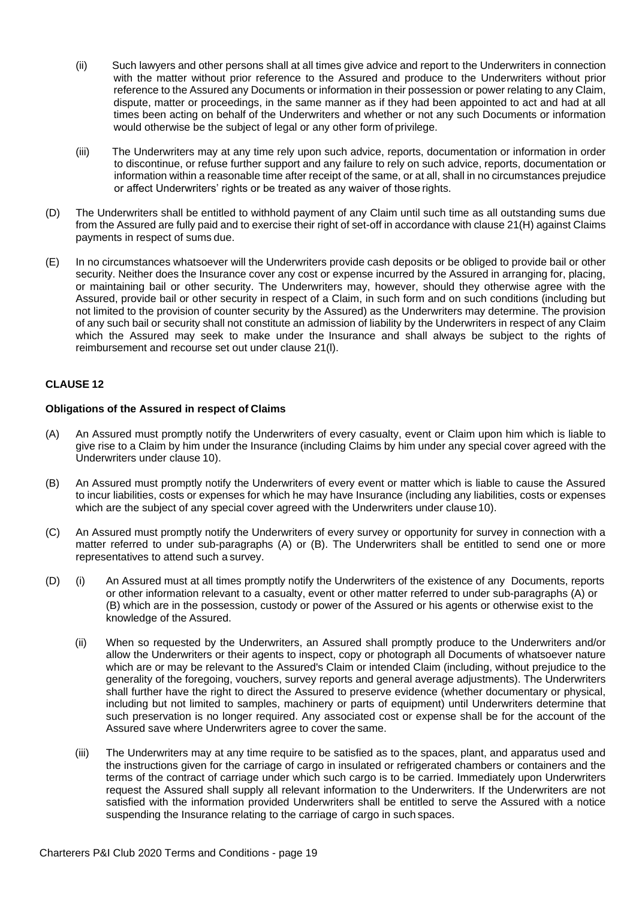(ii) Such lawyers and other persons shall at all times give advice and report to the Underwriters in connection with the matter without prior reference to the Assured and produce to the Underwriters without prior reference to the Assured any Documents or information in their possession or power relating to any Claim, dispute, matter or proceedings, in the same manner as if they had been appointed to act and had at all times been acting on behalf of the Underwriters and whether or not any such Documents or information would otherwise be the subject of legal or any other form of privilege.

(iii) The Underwriters may at any time rely upon such advice, reports, documentation or information in order to discontinue, or refuse further support and any failure to rely on such advice, reports, documentation or information within a reasonable time after receipt of the same, or at all, shall in no circumstances prejudice or affect Underwriters' rights or be treated as any waiver of those rights.

(D) The Underwriters shall be entitled to withhold payment of any Claim until such time as all outstanding sums due from the Assured are fully paid and to exercise their right of set-off in accordance with clause 21(H) against Claims payments in respect of sums due.

(E) In no circumstances whatsoever will the Underwriters provide cash deposits or be obliged to provide bail or other security. Neither does the Insurance cover any cost or expense incurred by the Assured in arranging for, placing, or maintaining bail or other security. The Underwriters may, however, should they otherwise agree with the Assured, provide bail or other security in respect of a Claim, in such form and on such conditions (including but not limited to the provision of counter security by the Assured) as the Underwriters may determine. The provision of any such bail or security shall not constitute an admission of liability by the Underwriters in respect of any Claim which the Assured may seek to make under the Insurance and shall always be subject to the rights of reimbursement and recourse set out under clause 21(I).

## CLAUSE 12

### Obligations of the Assured in respect of Claims

(A) An Assured must promptly notify the Underwriters of every casualty, event or Claim upon him which is liable to give rise to a Claim by him under the Insurance (including Claims by him under any special cover agreed with the Underwriters under clause 10).

(B) An Assured must promptly notify the Underwriters of every event or matter which is liable to cause the Assured to incur liabilities, costs or expenses for which he may have Insurance (including any liabilities, costs or expenses which are the subject of any special cover agreed with the Underwriters under clause 10).

(C) An Assured must promptly notify the Underwriters of every survey or opportunity for survey in connection with a matter referred to under sub-paragraphs (A) or (B). The Underwriters shall be entitled to send one or more representatives to attend such a survey.

(D) (i) An Assured must at all times promptly notify the Underwriters of the existence of any Documents, reports or other information relevant to a casualty, event or other matter referred to under sub-paragraphs (A) or (B) which are in the possession, custody or power of the Assured or his agents or otherwise exist to the knowledge of the Assured.

(ii) When so requested by the Underwriters, an Assured shall promptly produce to the Underwriters and/or allow the Underwriters or their agents to inspect, copy or photograph all Documents of whatsoever nature which are or may be relevant to the Assured's Claim or intended Claim (including, without prejudice to the generality of the foregoing, vouchers, survey reports and general average adjustments). The Underwriters shall further have the right to direct the Assured to preserve evidence (whether documentary or physical, including but not limited to samples, machinery or parts of equipment) until Underwriters determine that such preservation is no longer required. Any associated cost or expense shall be for the account of the Assured save where Underwriters agree to cover the same.

(iii) The Underwriters may at any time require to be satisfied as to the spaces, plant, and apparatus used and the instructions given for the carriage of cargo in insulated or refrigerated chambers or containers and the terms of the contract of carriage under which such cargo is to be carried. Immediately upon Underwriters request the Assured shall supply all relevant information to the Underwriters. If the Underwriters are not satisfied with the information provided Underwriters shall be entitled to serve the Assured with a notice suspending the Insurance relating to the carriage of cargo in such spaces.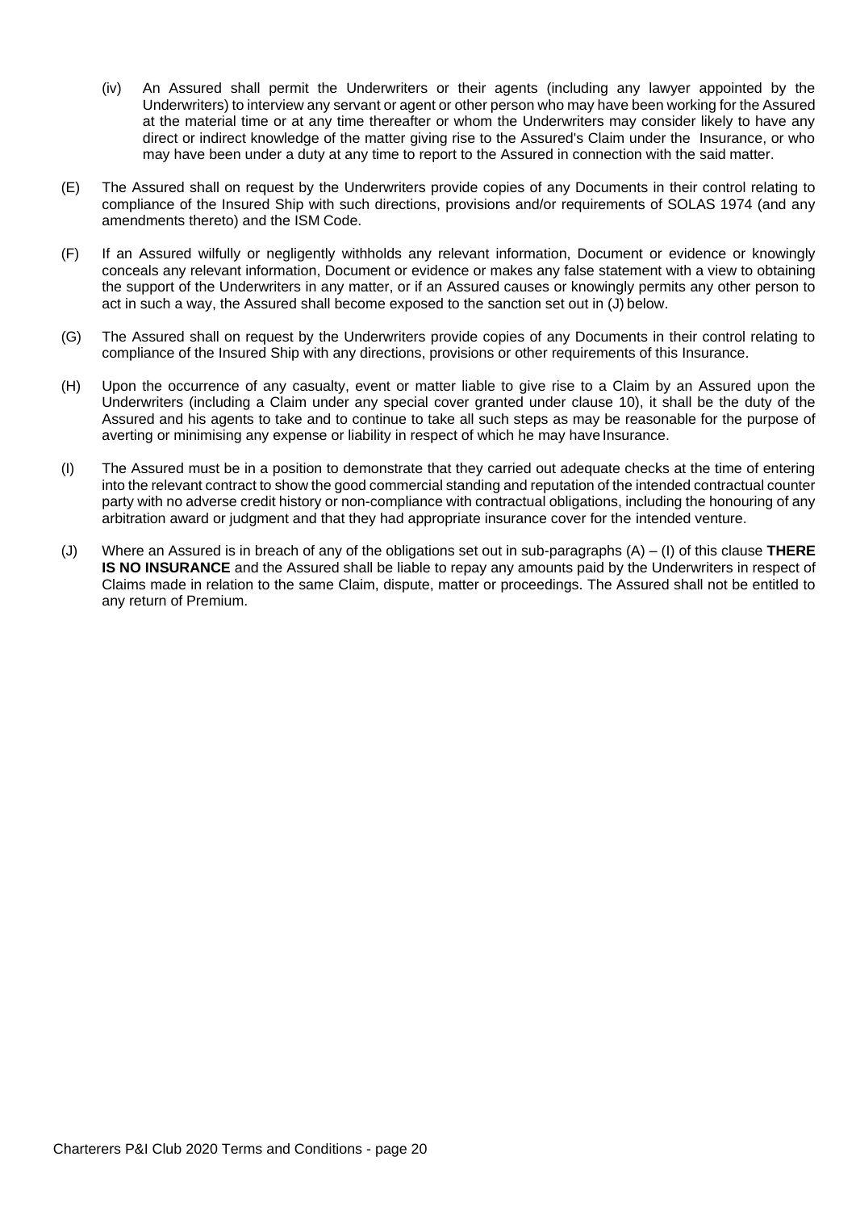(iv) An Assured shall permit the Underwriters or their agents (including any lawyer appointed by the Underwriters) to interview any servant or agent or other person who may have been working for the Assured at the material time or at any time thereafter or whom the Underwriters may consider likely to have any direct or indirect knowledge of the matter giving rise to the Assured's Claim under the Insurance, or who may have been under a duty at any time to report to the Assured in connection with the said matter.

(E) The Assured shall on request by the Underwriters provide copies of any Documents in their control relating to compliance of the Insured Ship with such directions, provisions and/or requirements of SOLAS 1974 (and any amendments thereto) and the ISM Code.

(F) If an Assured wilfully or negligently withholds any relevant information, Document or evidence or knowingly conceals any relevant information, Document or evidence or makes any false statement with a view to obtaining the support of the Underwriters in any matter, or if an Assured causes or knowingly permits any other person to act in such a way, the Assured shall become exposed to the sanction set out in (J) below.

(G) The Assured shall on request by the Underwriters provide copies of any Documents in their control relating to compliance of the Insured Ship with any directions, provisions or other requirements of this Insurance.

(H) Upon the occurrence of any casualty, event or matter liable to give rise to a Claim by an Assured upon the Underwriters (including a Claim under any special cover granted under clause 10), it shall be the duty of the Assured and his agents to take and to continue to take all such steps as may be reasonable for the purpose of averting or minimising any expense or liability in respect of which he may have Insurance.

(I) The Assured must be in a position to demonstrate that they carried out adequate checks at the time of entering into the relevant contract to show the good commercial standing and reputation of the intended contractual counter party with no adverse credit history or non-compliance with contractual obligations, including the honouring of any arbitration award or judgment and that they had appropriate insurance cover for the intended venture.

(J) Where an Assured is in breach of any of the obligations set out in sub-paragraphs (A) – (I) of this clause **THERE IS NO INSURANCE** and the Assured shall be liable to repay any amounts paid by the Underwriters in respect of Claims made in relation to the same Claim, dispute, matter or proceedings. The Assured shall not be entitled to any return of Premium.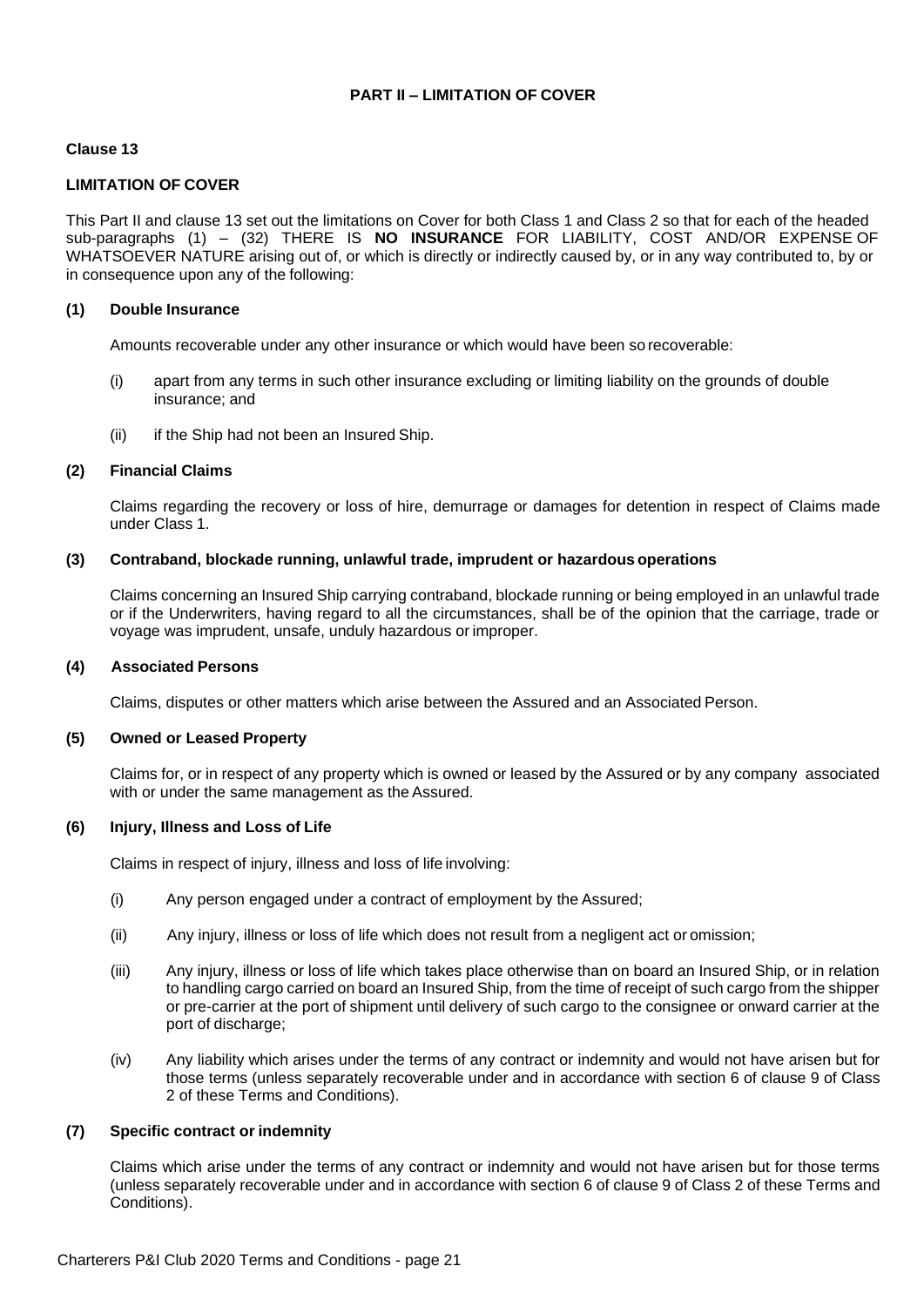## PART II – LIMITATION OF COVER

### Clause 13

### LIMITATION OF COVER

This Part II and clause 13 set out the limitations on Cover for both Class 1 and Class 2 so that for each of the headed sub-paragraphs (1) – (32) THERE IS **NO INSURANCE** FOR LIABILITY, COST AND/OR EXPENSE OF WHATSOEVER NATURE arising out of, or which is directly or indirectly caused by, or in any way contributed to, by or in consequence upon any of the following:

**(1) Double Insurance**

Amounts recoverable under any other insurance or which would have been so recoverable:

(i) apart from any terms in such other insurance excluding or limiting liability on the grounds of double insurance; and

(ii) if the Ship had not been an Insured Ship.

**(2) Financial Claims**

Claims regarding the recovery or loss of hire, demurrage or damages for detention in respect of Claims made under Class 1.

**(3) Contraband, blockade running, unlawful trade, imprudent or hazardous operations**

Claims concerning an Insured Ship carrying contraband, blockade running or being employed in an unlawful trade or if the Underwriters, having regard to all the circumstances, shall be of the opinion that the carriage, trade or voyage was imprudent, unsafe, unduly hazardous or improper.

**(4) Associated Persons**

Claims, disputes or other matters which arise between the Assured and an Associated Person.

**(5) Owned or Leased Property**

Claims for, or in respect of any property which is owned or leased by the Assured or by any company associated with or under the same management as the Assured.

**(6) Injury, Illness and Loss of Life**

Claims in respect of injury, illness and loss of life involving:

(i) Any person engaged under a contract of employment by the Assured;

(ii) Any injury, illness or loss of life which does not result from a negligent act or omission;

(iii) Any injury, illness or loss of life which takes place otherwise than on board an Insured Ship, or in relation to handling cargo carried on board an Insured Ship, from the time of receipt of such cargo from the shipper or pre-carrier at the port of shipment until delivery of such cargo to the consignee or onward carrier at the port of discharge;

(iv) Any liability which arises under the terms of any contract or indemnity and would not have arisen but for those terms (unless separately recoverable under and in accordance with section 6 of clause 9 of Class 2 of these Terms and Conditions).

**(7) Specific contract or indemnity**

Claims which arise under the terms of any contract or indemnity and would not have arisen but for those terms (unless separately recoverable under and in accordance with section 6 of clause 9 of Class 2 of these Terms and Conditions).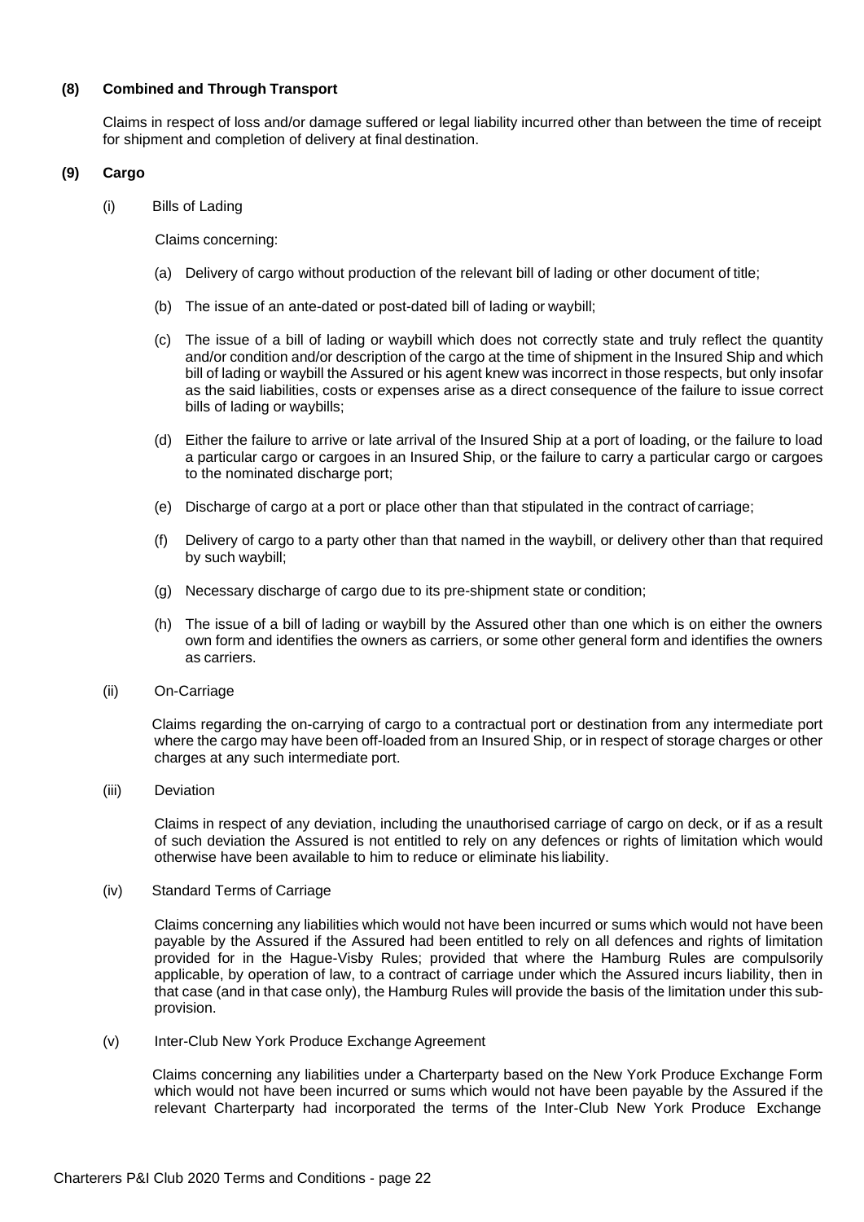**(8) Combined and Through Transport**

Claims in respect of loss and/or damage suffered or legal liability incurred other than between the time of receipt for shipment and completion of delivery at final destination.

**(9) Cargo**

(i) Bills of Lading

Claims concerning:

(a) Delivery of cargo without production of the relevant bill of lading or other document of title;

(b) The issue of an ante-dated or post-dated bill of lading or waybill;

(c) The issue of a bill of lading or waybill which does not correctly state and truly reflect the quantity and/or condition and/or description of the cargo at the time of shipment in the Insured Ship and which bill of lading or waybill the Assured or his agent knew was incorrect in those respects, but only insofar as the said liabilities, costs or expenses arise as a direct consequence of the failure to issue correct bills of lading or waybills;

(d) Either the failure to arrive or late arrival of the Insured Ship at a port of loading, or the failure to load a particular cargo or cargoes in an Insured Ship, or the failure to carry a particular cargo or cargoes to the nominated discharge port;

(e) Discharge of cargo at a port or place other than that stipulated in the contract of carriage;

(f) Delivery of cargo to a party other than that named in the waybill, or delivery other than that required by such waybill;

(g) Necessary discharge of cargo due to its pre-shipment state or condition;

(h) The issue of a bill of lading or waybill by the Assured other than one which is on either the owners own form and identifies the owners as carriers, or some other general form and identifies the owners as carriers.

(ii) On-Carriage

Claims regarding the on-carrying of cargo to a contractual port or destination from any intermediate port where the cargo may have been off-loaded from an Insured Ship, or in respect of storage charges or other charges at any such intermediate port.

(iii) Deviation

Claims in respect of any deviation, including the unauthorised carriage of cargo on deck, or if as a result of such deviation the Assured is not entitled to rely on any defences or rights of limitation which would otherwise have been available to him to reduce or eliminate his liability.

(iv) Standard Terms of Carriage

Claims concerning any liabilities which would not have been incurred or sums which would not have been payable by the Assured if the Assured had been entitled to rely on all defences and rights of limitation provided for in the Hague-Visby Rules; provided that where the Hamburg Rules are compulsorily applicable, by operation of law, to a contract of carriage under which the Assured incurs liability, then in that case (and in that case only), the Hamburg Rules will provide the basis of the limitation under this sub-provision.

(v) Inter-Club New York Produce Exchange Agreement

Claims concerning any liabilities under a Charterparty based on the New York Produce Exchange Form which would not have been incurred or sums which would not have been payable by the Assured if the relevant Charterparty had incorporated the terms of the Inter-Club New York Produce Exchange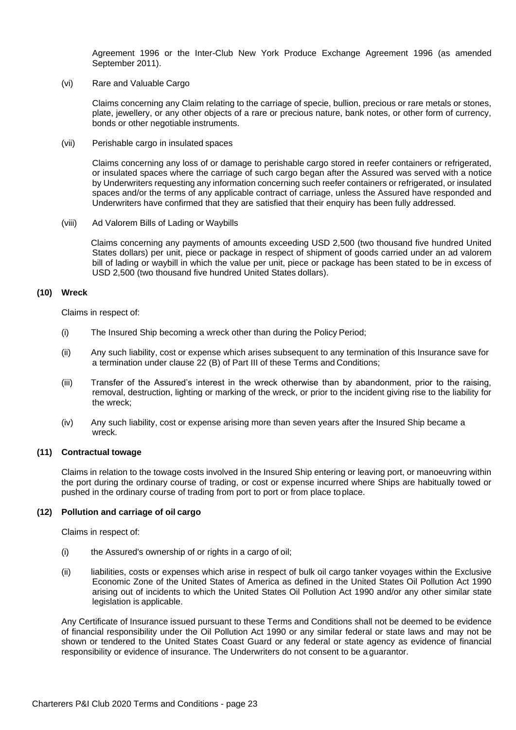Agreement 1996 or the Inter-Club New York Produce Exchange Agreement 1996 (as amended September 2011).

(vi) Rare and Valuable Cargo

Claims concerning any Claim relating to the carriage of specie, bullion, precious or rare metals or stones, plate, jewellery, or any other objects of a rare or precious nature, bank notes, or other form of currency, bonds or other negotiable instruments.

(vii) Perishable cargo in insulated spaces

Claims concerning any loss of or damage to perishable cargo stored in reefer containers or refrigerated, or insulated spaces where the carriage of such cargo began after the Assured was served with a notice by Underwriters requesting any information concerning such reefer containers or refrigerated, or insulated spaces and/or the terms of any applicable contract of carriage, unless the Assured have responded and Underwriters have confirmed that they are satisfied that their enquiry has been fully addressed.

(viii) Ad Valorem Bills of Lading or Waybills

Claims concerning any payments of amounts exceeding USD 2,500 (two thousand five hundred United States dollars) per unit, piece or package in respect of shipment of goods carried under an ad valorem bill of lading or waybill in which the value per unit, piece or package has been stated to be in excess of USD 2,500 (two thousand five hundred United States dollars).

**(10) Wreck**

Claims in respect of:

(i) The Insured Ship becoming a wreck other than during the Policy Period;

(ii) Any such liability, cost or expense which arises subsequent to any termination of this Insurance save for a termination under clause 22 (B) of Part III of these Terms and Conditions;

(iii) Transfer of the Assured's interest in the wreck otherwise than by abandonment, prior to the raising, removal, destruction, lighting or marking of the wreck, or prior to the incident giving rise to the liability for the wreck;

(iv) Any such liability, cost or expense arising more than seven years after the Insured Ship became a wreck.

**(11) Contractual towage**

Claims in relation to the towage costs involved in the Insured Ship entering or leaving port, or manoeuvring within the port during the ordinary course of trading, or cost or expense incurred where Ships are habitually towed or pushed in the ordinary course of trading from port to port or from place to place.

**(12) Pollution and carriage of oil cargo**

Claims in respect of:

(i) the Assured's ownership of or rights in a cargo of oil;

(ii) liabilities, costs or expenses which arise in respect of bulk oil cargo tanker voyages within the Exclusive Economic Zone of the United States of America as defined in the United States Oil Pollution Act 1990 arising out of incidents to which the United States Oil Pollution Act 1990 and/or any other similar state legislation is applicable.

Any Certificate of Insurance issued pursuant to these Terms and Conditions shall not be deemed to be evidence of financial responsibility under the Oil Pollution Act 1990 or any similar federal or state laws and may not be shown or tendered to the United States Coast Guard or any federal or state agency as evidence of financial responsibility or evidence of insurance. The Underwriters do not consent to be a guarantor.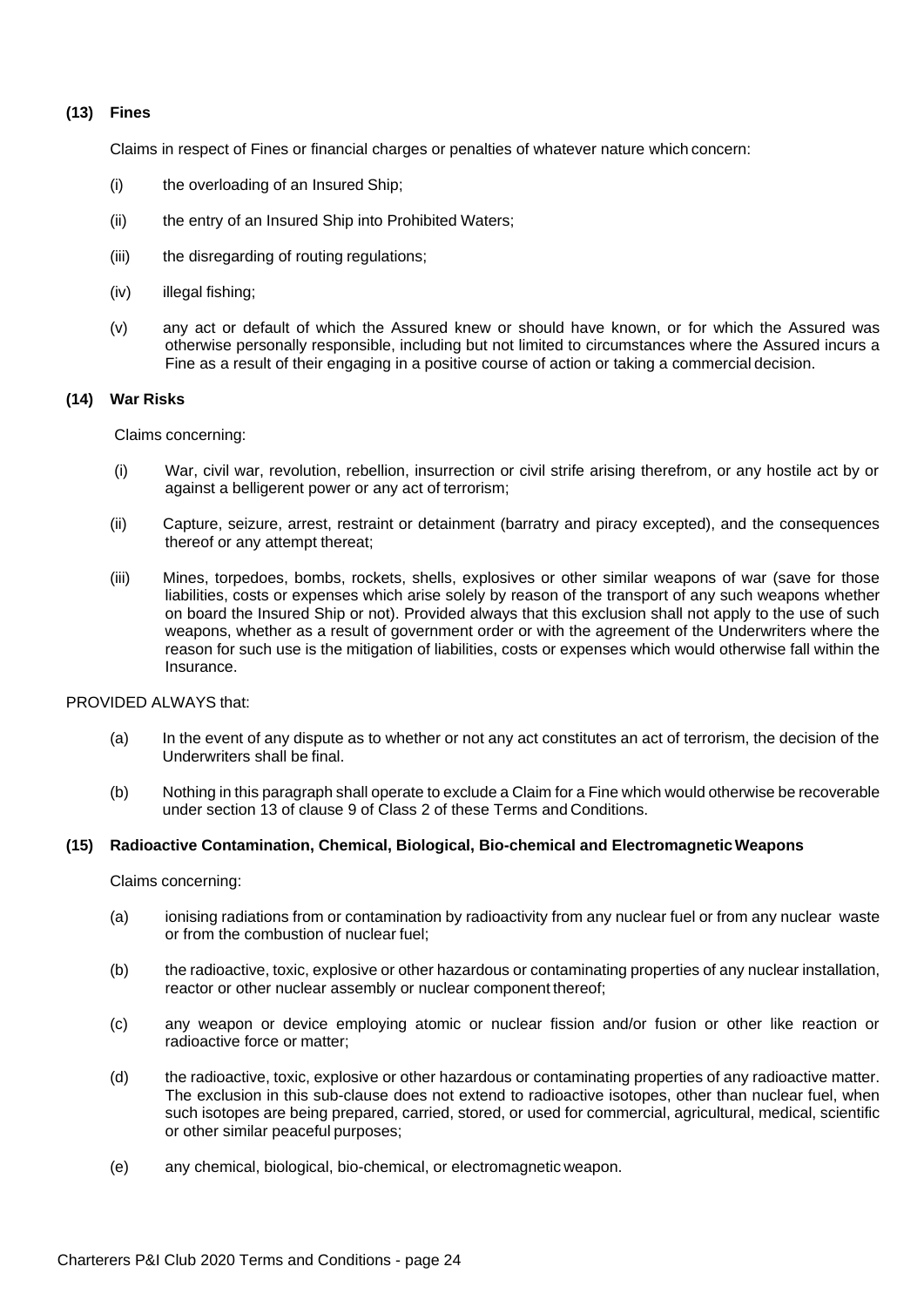**(13) Fines**

Claims in respect of Fines or financial charges or penalties of whatever nature which concern:

(i) the overloading of an Insured Ship;

(ii) the entry of an Insured Ship into Prohibited Waters;

(iii) the disregarding of routing regulations;

(iv) illegal fishing;

(v) any act or default of which the Assured knew or should have known, or for which the Assured was otherwise personally responsible, including but not limited to circumstances where the Assured incurs a Fine as a result of their engaging in a positive course of action or taking a commercial decision.

**(14) War Risks**

Claims concerning:

(i) War, civil war, revolution, rebellion, insurrection or civil strife arising therefrom, or any hostile act by or against a belligerent power or any act of terrorism;

(ii) Capture, seizure, arrest, restraint or detainment (barratry and piracy excepted), and the consequences thereof or any attempt thereat;

(iii) Mines, torpedoes, bombs, rockets, shells, explosives or other similar weapons of war (save for those liabilities, costs or expenses which arise solely by reason of the transport of any such weapons whether on board the Insured Ship or not). Provided always that this exclusion shall not apply to the use of such weapons, whether as a result of government order or with the agreement of the Underwriters where the reason for such use is the mitigation of liabilities, costs or expenses which would otherwise fall within the Insurance.

PROVIDED ALWAYS that:

(a) In the event of any dispute as to whether or not any act constitutes an act of terrorism, the decision of the Underwriters shall be final.

(b) Nothing in this paragraph shall operate to exclude a Claim for a Fine which would otherwise be recoverable under section 13 of clause 9 of Class 2 of these Terms and Conditions.

**(15) Radioactive Contamination, Chemical, Biological, Bio-chemical and Electromagnetic Weapons**

Claims concerning:

(a) ionising radiations from or contamination by radioactivity from any nuclear fuel or from any nuclear waste or from the combustion of nuclear fuel;

(b) the radioactive, toxic, explosive or other hazardous or contaminating properties of any nuclear installation, reactor or other nuclear assembly or nuclear component thereof;

(c) any weapon or device employing atomic or nuclear fission and/or fusion or other like reaction or radioactive force or matter;

(d) the radioactive, toxic, explosive or other hazardous or contaminating properties of any radioactive matter. The exclusion in this sub-clause does not extend to radioactive isotopes, other than nuclear fuel, when such isotopes are being prepared, carried, stored, or used for commercial, agricultural, medical, scientific or other similar peaceful purposes;

(e) any chemical, biological, bio-chemical, or electromagnetic weapon.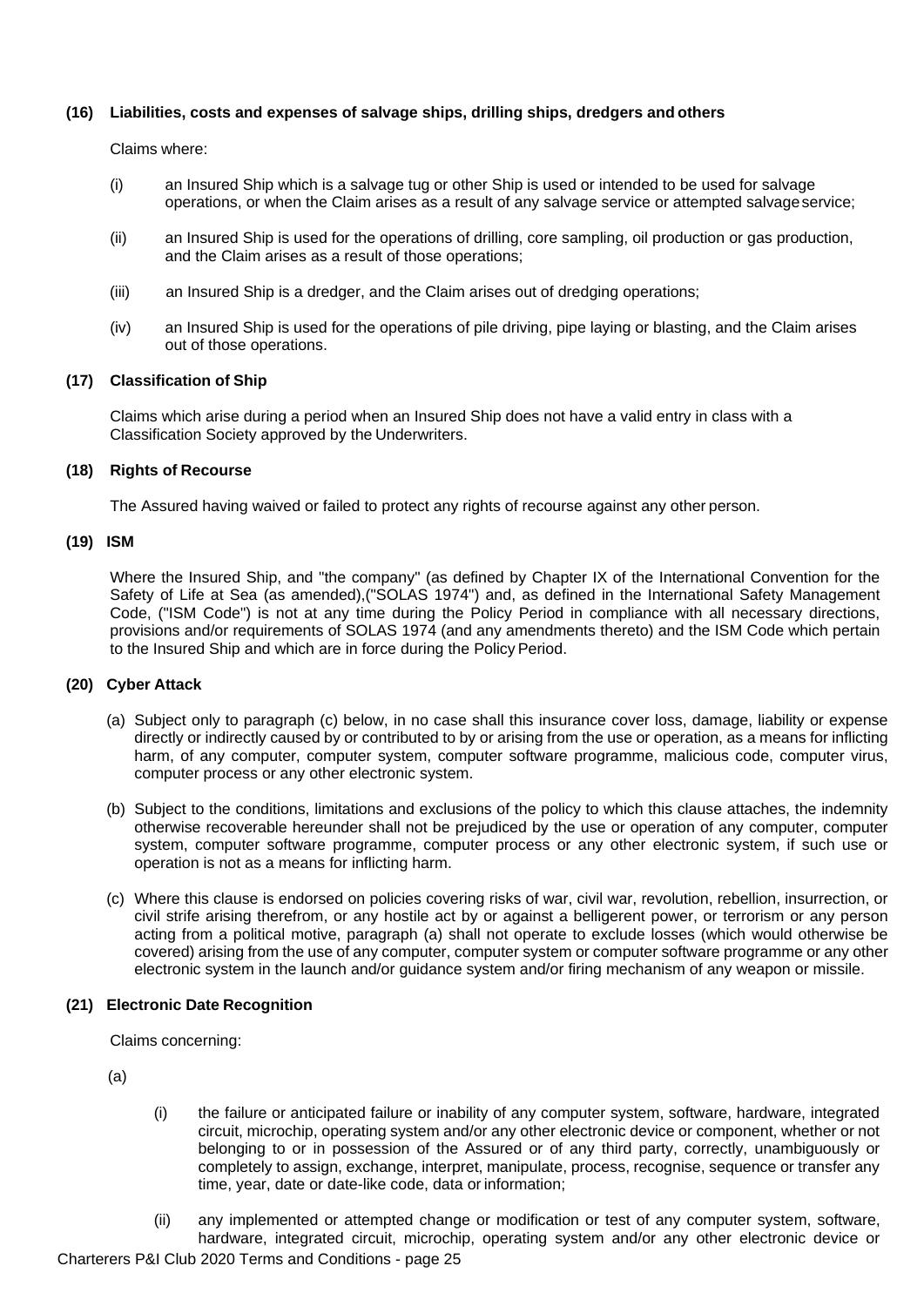**(16) Liabilities, costs and expenses of salvage ships, drilling ships, dredgers and others**

Claims where:

(i) an Insured Ship which is a salvage tug or other Ship is used or intended to be used for salvage operations, or when the Claim arises as a result of any salvage service or attempted salvage service;

(ii) an Insured Ship is used for the operations of drilling, core sampling, oil production or gas production, and the Claim arises as a result of those operations;

(iii) an Insured Ship is a dredger, and the Claim arises out of dredging operations;

(iv) an Insured Ship is used for the operations of pile driving, pipe laying or blasting, and the Claim arises out of those operations.

**(17) Classification of Ship**

Claims which arise during a period when an Insured Ship does not have a valid entry in class with a Classification Society approved by the Underwriters.

**(18) Rights of Recourse**

The Assured having waived or failed to protect any rights of recourse against any other person.

**(19) ISM**

Where the Insured Ship, and "the company" (as defined by Chapter IX of the International Convention for the Safety of Life at Sea (as amended),("SOLAS 1974") and, as defined in the International Safety Management Code, ("ISM Code") is not at any time during the Policy Period in compliance with all necessary directions, provisions and/or requirements of SOLAS 1974 (and any amendments thereto) and the ISM Code which pertain to the Insured Ship and which are in force during the Policy Period.

**(20) Cyber Attack**

(a) Subject only to paragraph (c) below, in no case shall this insurance cover loss, damage, liability or expense directly or indirectly caused by or contributed to by or arising from the use or operation, as a means for inflicting harm, of any computer, computer system, computer software programme, malicious code, computer virus, computer process or any other electronic system.

(b) Subject to the conditions, limitations and exclusions of the policy to which this clause attaches, the indemnity otherwise recoverable hereunder shall not be prejudiced by the use or operation of any computer, computer system, computer software programme, computer process or any other electronic system, if such use or operation is not as a means for inflicting harm.

(c) Where this clause is endorsed on policies covering risks of war, civil war, revolution, rebellion, insurrection, or civil strife arising therefrom, or any hostile act by or against a belligerent power, or terrorism or any person acting from a political motive, paragraph (a) shall not operate to exclude losses (which would otherwise be covered) arising from the use of any computer, computer system or computer software programme or any other electronic system in the launch and/or guidance system and/or firing mechanism of any weapon or missile.

**(21) Electronic Date Recognition**

Claims concerning:

(a)

(i) the failure or anticipated failure or inability of any computer system, software, hardware, integrated circuit, microchip, operating system and/or any other electronic device or component, whether or not belonging to or in possession of the Assured or of any third party, correctly, unambiguously or completely to assign, exchange, interpret, manipulate, process, recognise, sequence or transfer any time, year, date or date-like code, data or information;

(ii) any implemented or attempted change or modification or test of any computer system, software, hardware, integrated circuit, microchip, operating system and/or any other electronic device or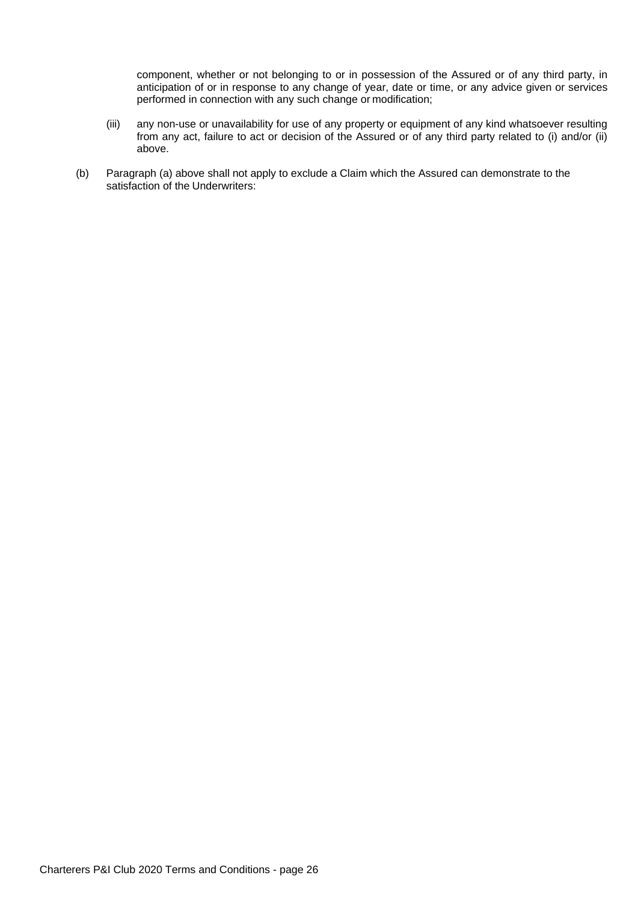component, whether or not belonging to or in possession of the Assured or of any third party, in anticipation of or in response to any change of year, date or time, or any advice given or services performed in connection with any such change or modification;

(iii) any non-use or unavailability for use of any property or equipment of any kind whatsoever resulting from any act, failure to act or decision of the Assured or of any third party related to (i) and/or (ii) above.

(b) Paragraph (a) above shall not apply to exclude a Claim which the Assured can demonstrate to the satisfaction of the Underwriters: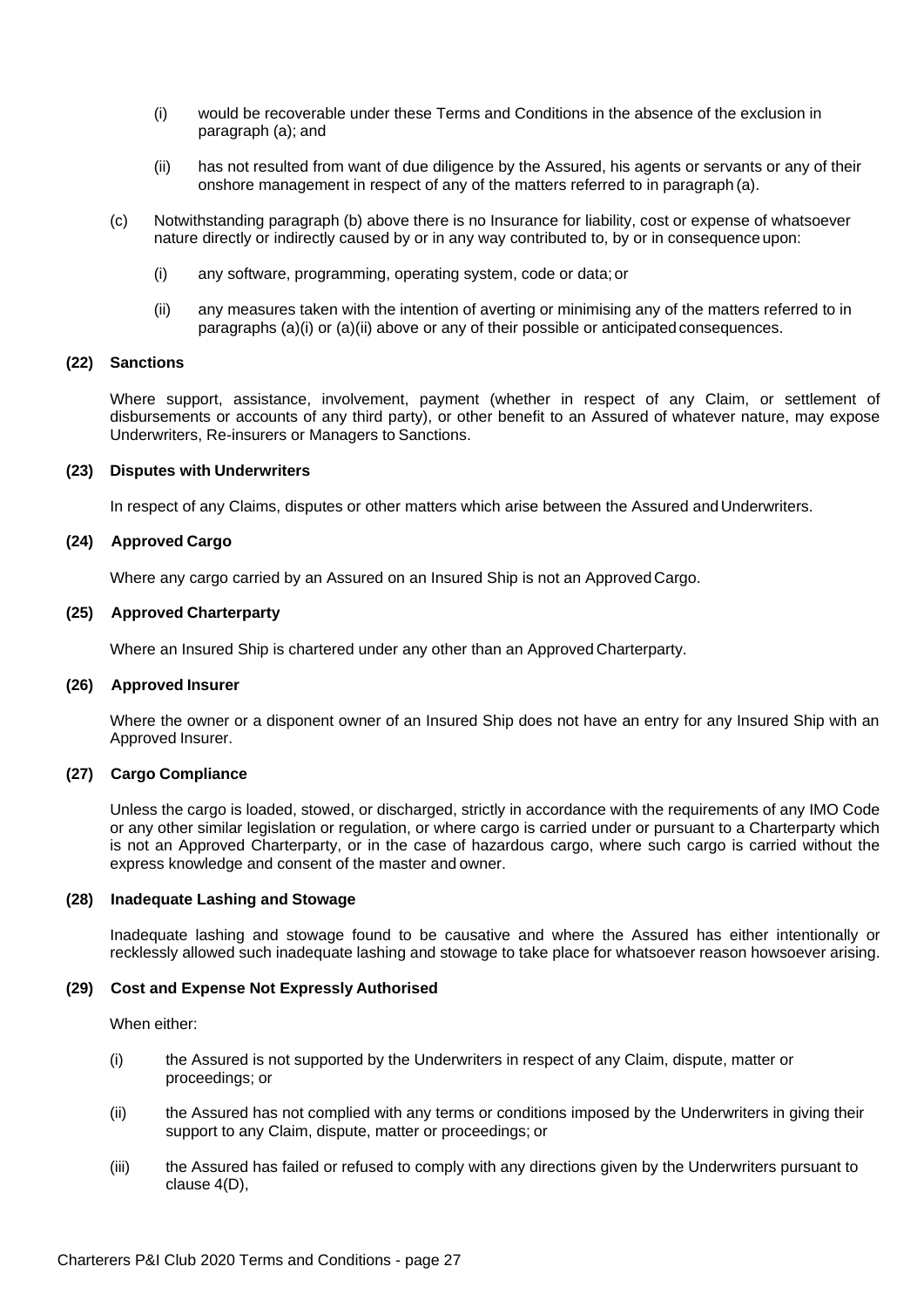(i) would be recoverable under these Terms and Conditions in the absence of the exclusion in paragraph (a); and

(ii) has not resulted from want of due diligence by the Assured, his agents or servants or any of their onshore management in respect of any of the matters referred to in paragraph (a).

(c) Notwithstanding paragraph (b) above there is no Insurance for liability, cost or expense of whatsoever nature directly or indirectly caused by or in any way contributed to, by or in consequence upon:

(i) any software, programming, operating system, code or data; or

(ii) any measures taken with the intention of averting or minimising any of the matters referred to in paragraphs (a)(i) or (a)(ii) above or any of their possible or anticipated consequences.

**(22) Sanctions**

Where support, assistance, involvement, payment (whether in respect of any Claim, or settlement of disbursements or accounts of any third party), or other benefit to an Assured of whatever nature, may expose Underwriters, Re-insurers or Managers to Sanctions.

**(23) Disputes with Underwriters**

In respect of any Claims, disputes or other matters which arise between the Assured and Underwriters.

**(24) Approved Cargo**

Where any cargo carried by an Assured on an Insured Ship is not an Approved Cargo.

**(25) Approved Charterparty**

Where an Insured Ship is chartered under any other than an Approved Charterparty.

**(26) Approved Insurer**

Where the owner or a disponent owner of an Insured Ship does not have an entry for any Insured Ship with an Approved Insurer.

**(27) Cargo Compliance**

Unless the cargo is loaded, stowed, or discharged, strictly in accordance with the requirements of any IMO Code or any other similar legislation or regulation, or where cargo is carried under or pursuant to a Charterparty which is not an Approved Charterparty, or in the case of hazardous cargo, where such cargo is carried without the express knowledge and consent of the master and owner.

**(28) Inadequate Lashing and Stowage**

Inadequate lashing and stowage found to be causative and where the Assured has either intentionally or recklessly allowed such inadequate lashing and stowage to take place for whatsoever reason howsoever arising.

**(29) Cost and Expense Not Expressly Authorised**

When either:

(i) the Assured is not supported by the Underwriters in respect of any Claim, dispute, matter or proceedings; or

(ii) the Assured has not complied with any terms or conditions imposed by the Underwriters in giving their support to any Claim, dispute, matter or proceedings; or

(iii) the Assured has failed or refused to comply with any directions given by the Underwriters pursuant to clause 4(D),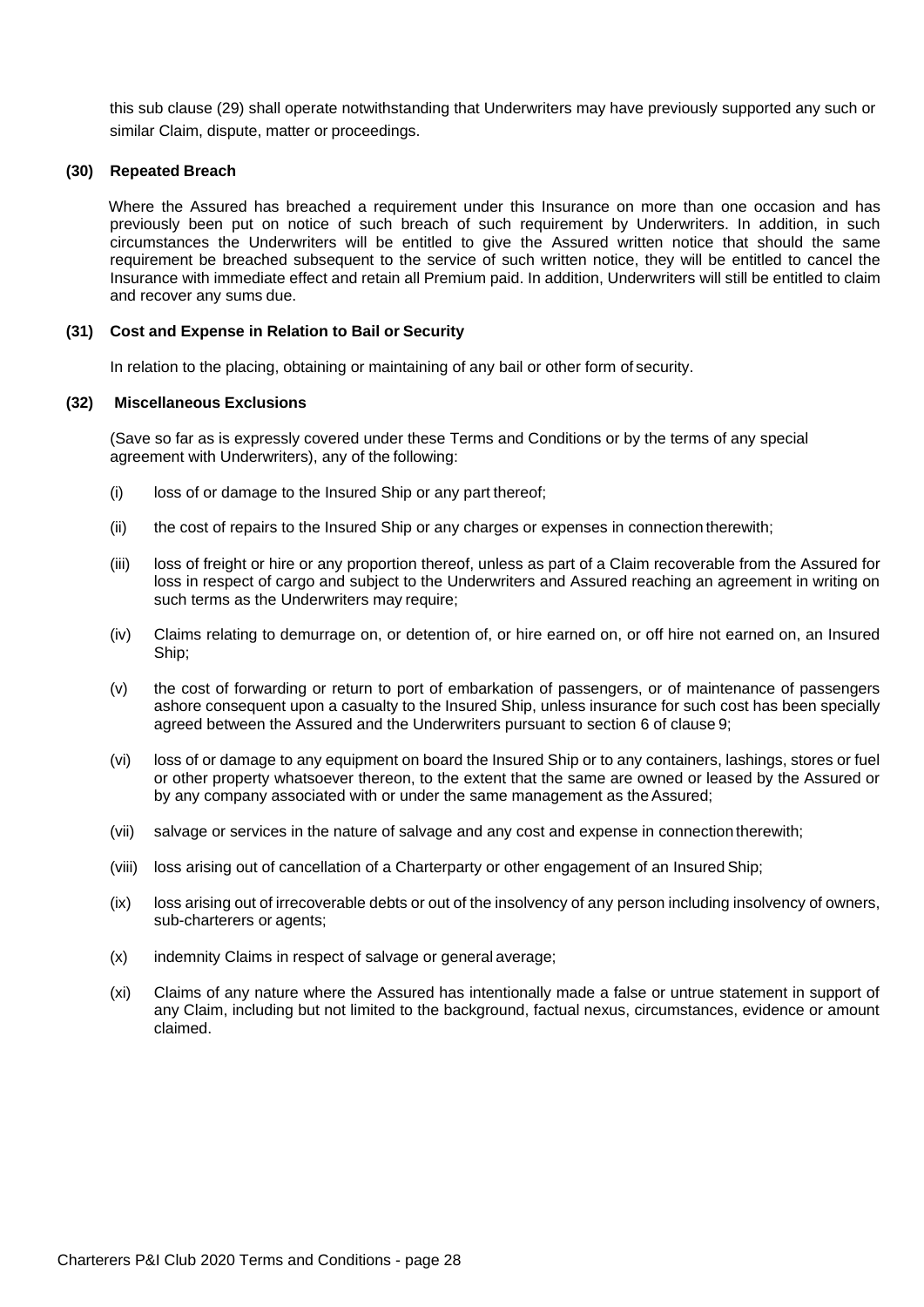this sub clause (29) shall operate notwithstanding that Underwriters may have previously supported any such or similar Claim, dispute, matter or proceedings.

**(30) Repeated Breach**

Where the Assured has breached a requirement under this Insurance on more than one occasion and has previously been put on notice of such breach of such requirement by Underwriters. In addition, in such circumstances the Underwriters will be entitled to give the Assured written notice that should the same requirement be breached subsequent to the service of such written notice, they will be entitled to cancel the Insurance with immediate effect and retain all Premium paid. In addition, Underwriters will still be entitled to claim and recover any sums due.

**(31) Cost and Expense in Relation to Bail or Security**

In relation to the placing, obtaining or maintaining of any bail or other form of security.

**(32) Miscellaneous Exclusions**

(Save so far as is expressly covered under these Terms and Conditions or by the terms of any special agreement with Underwriters), any of the following:

(i) loss of or damage to the Insured Ship or any part thereof;

(ii) the cost of repairs to the Insured Ship or any charges or expenses in connection therewith;

(iii) loss of freight or hire or any proportion thereof, unless as part of a Claim recoverable from the Assured for loss in respect of cargo and subject to the Underwriters and Assured reaching an agreement in writing on such terms as the Underwriters may require;

(iv) Claims relating to demurrage on, or detention of, or hire earned on, or off hire not earned on, an Insured Ship;

(v) the cost of forwarding or return to port of embarkation of passengers, or of maintenance of passengers ashore consequent upon a casualty to the Insured Ship, unless insurance for such cost has been specially agreed between the Assured and the Underwriters pursuant to section 6 of clause 9;

(vi) loss of or damage to any equipment on board the Insured Ship or to any containers, lashings, stores or fuel or other property whatsoever thereon, to the extent that the same are owned or leased by the Assured or by any company associated with or under the same management as the Assured;

(vii) salvage or services in the nature of salvage and any cost and expense in connection therewith;

(viii) loss arising out of cancellation of a Charterparty or other engagement of an Insured Ship;

(ix) loss arising out of irrecoverable debts or out of the insolvency of any person including insolvency of owners, sub-charterers or agents;

(x) indemnity Claims in respect of salvage or general average;

(xi) Claims of any nature where the Assured has intentionally made a false or untrue statement in support of any Claim, including but not limited to the background, factual nexus, circumstances, evidence or amount claimed.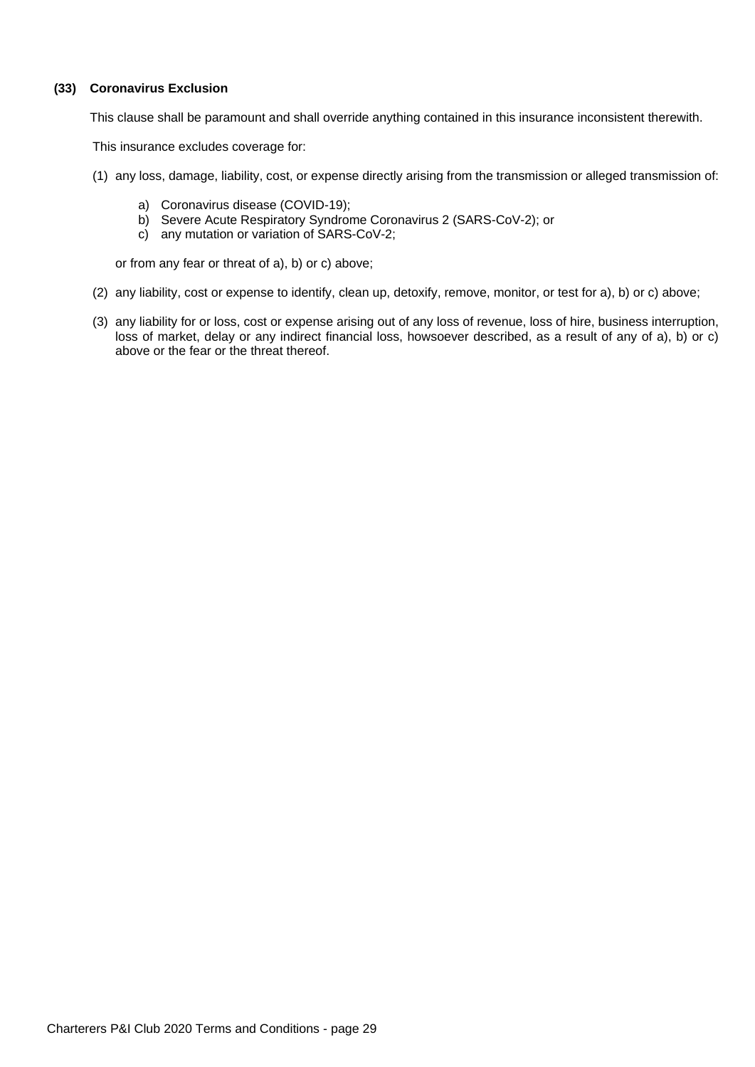**(33) Coronavirus Exclusion**

This clause shall be paramount and shall override anything contained in this insurance inconsistent therewith.

This insurance excludes coverage for:

(1) any loss, damage, liability, cost, or expense directly arising from the transmission or alleged transmission of:

   a) Coronavirus disease (COVID-19);
   b) Severe Acute Respiratory Syndrome Coronavirus 2 (SARS-CoV-2); or
   c) any mutation or variation of SARS-CoV-2;

   or from any fear or threat of a), b) or c) above;

(2) any liability, cost or expense to identify, clean up, detoxify, remove, monitor, or test for a), b) or c) above;

(3) any liability for or loss, cost or expense arising out of any loss of revenue, loss of hire, business interruption, loss of market, delay or any indirect financial loss, howsoever described, as a result of any of a), b) or c) above or the fear or the threat thereof.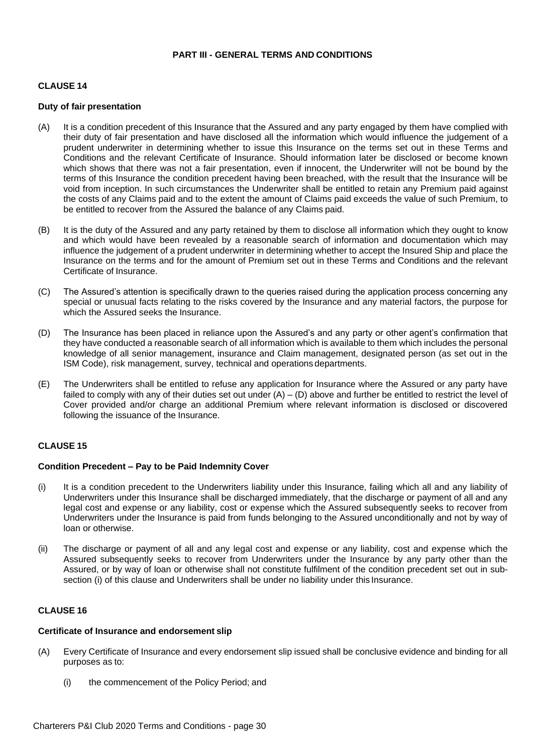## PART III - GENERAL TERMS AND CONDITIONS

### CLAUSE 14

**Duty of fair presentation**

(A) It is a condition precedent of this Insurance that the Assured and any party engaged by them have complied with their duty of fair presentation and have disclosed all the information which would influence the judgement of a prudent underwriter in determining whether to issue this Insurance on the terms set out in these Terms and Conditions and the relevant Certificate of Insurance. Should information later be disclosed or become known which shows that there was not a fair presentation, even if innocent, the Underwriter will not be bound by the terms of this Insurance the condition precedent having been breached, with the result that the Insurance will be void from inception. In such circumstances the Underwriter shall be entitled to retain any Premium paid against the costs of any Claims paid and to the extent the amount of Claims paid exceeds the value of such Premium, to be entitled to recover from the Assured the balance of any Claims paid.

(B) It is the duty of the Assured and any party retained by them to disclose all information which they ought to know and which would have been revealed by a reasonable search of information and documentation which may influence the judgement of a prudent underwriter in determining whether to accept the Insured Ship and place the Insurance on the terms and for the amount of Premium set out in these Terms and Conditions and the relevant Certificate of Insurance.

(C) The Assured's attention is specifically drawn to the queries raised during the application process concerning any special or unusual facts relating to the risks covered by the Insurance and any material factors, the purpose for which the Assured seeks the Insurance.

(D) The Insurance has been placed in reliance upon the Assured's and any party or other agent's confirmation that they have conducted a reasonable search of all information which is available to them which includes the personal knowledge of all senior management, insurance and Claim management, designated person (as set out in the ISM Code), risk management, survey, technical and operations departments.

(E) The Underwriters shall be entitled to refuse any application for Insurance where the Assured or any party have failed to comply with any of their duties set out under (A) – (D) above and further be entitled to restrict the level of Cover provided and/or charge an additional Premium where relevant information is disclosed or discovered following the issuance of the Insurance.

### CLAUSE 15

**Condition Precedent – Pay to be Paid Indemnity Cover**

(i) It is a condition precedent to the Underwriters liability under this Insurance, failing which all and any liability of Underwriters under this Insurance shall be discharged immediately, that the discharge or payment of all and any legal cost and expense or any liability, cost or expense which the Assured subsequently seeks to recover from Underwriters under the Insurance is paid from funds belonging to the Assured unconditionally and not by way of loan or otherwise.

(ii) The discharge or payment of all and any legal cost and expense or any liability, cost and expense which the Assured subsequently seeks to recover from Underwriters under the Insurance by any party other than the Assured, or by way of loan or otherwise shall not constitute fulfilment of the condition precedent set out in sub-section (i) of this clause and Underwriters shall be under no liability under this Insurance.

### CLAUSE 16

**Certificate of Insurance and endorsement slip**

(A) Every Certificate of Insurance and every endorsement slip issued shall be conclusive evidence and binding for all purposes as to:

   (i) the commencement of the Policy Period; and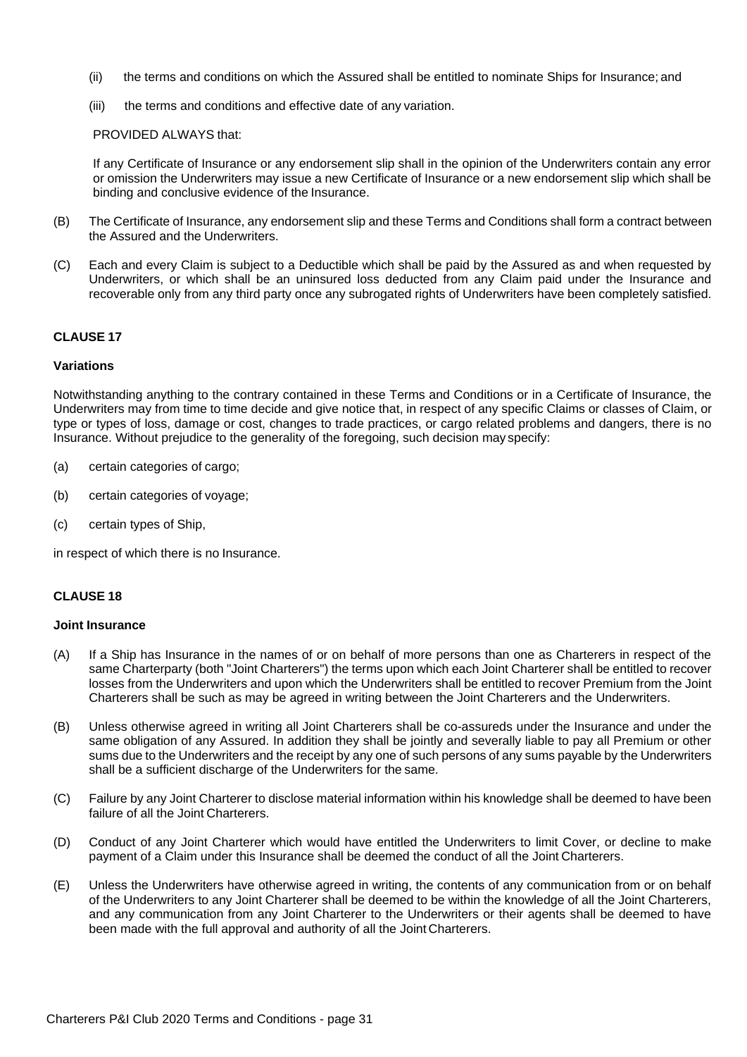(ii) the terms and conditions on which the Assured shall be entitled to nominate Ships for Insurance; and

(iii) the terms and conditions and effective date of any variation.

PROVIDED ALWAYS that:

If any Certificate of Insurance or any endorsement slip shall in the opinion of the Underwriters contain any error or omission the Underwriters may issue a new Certificate of Insurance or a new endorsement slip which shall be binding and conclusive evidence of the Insurance.

(B) The Certificate of Insurance, any endorsement slip and these Terms and Conditions shall form a contract between the Assured and the Underwriters.

(C) Each and every Claim is subject to a Deductible which shall be paid by the Assured as and when requested by Underwriters, or which shall be an uninsured loss deducted from any Claim paid under the Insurance and recoverable only from any third party once any subrogated rights of Underwriters have been completely satisfied.

## CLAUSE 17

### Variations

Notwithstanding anything to the contrary contained in these Terms and Conditions or in a Certificate of Insurance, the Underwriters may from time to time decide and give notice that, in respect of any specific Claims or classes of Claim, or type or types of loss, damage or cost, changes to trade practices, or cargo related problems and dangers, there is no Insurance. Without prejudice to the generality of the foregoing, such decision may specify:

(a) certain categories of cargo;

(b) certain categories of voyage;

(c) certain types of Ship,

in respect of which there is no Insurance.

## CLAUSE 18

### Joint Insurance

(A) If a Ship has Insurance in the names of or on behalf of more persons than one as Charterers in respect of the same Charterparty (both "Joint Charterers") the terms upon which each Joint Charterer shall be entitled to recover losses from the Underwriters and upon which the Underwriters shall be entitled to recover Premium from the Joint Charterers shall be such as may be agreed in writing between the Joint Charterers and the Underwriters.

(B) Unless otherwise agreed in writing all Joint Charterers shall be co-assureds under the Insurance and under the same obligation of any Assured. In addition they shall be jointly and severally liable to pay all Premium or other sums due to the Underwriters and the receipt by any one of such persons of any sums payable by the Underwriters shall be a sufficient discharge of the Underwriters for the same.

(C) Failure by any Joint Charterer to disclose material information within his knowledge shall be deemed to have been failure of all the Joint Charterers.

(D) Conduct of any Joint Charterer which would have entitled the Underwriters to limit Cover, or decline to make payment of a Claim under this Insurance shall be deemed the conduct of all the Joint Charterers.

(E) Unless the Underwriters have otherwise agreed in writing, the contents of any communication from or on behalf of the Underwriters to any Joint Charterer shall be deemed to be within the knowledge of all the Joint Charterers, and any communication from any Joint Charterer to the Underwriters or their agents shall be deemed to have been made with the full approval and authority of all the Joint Charterers.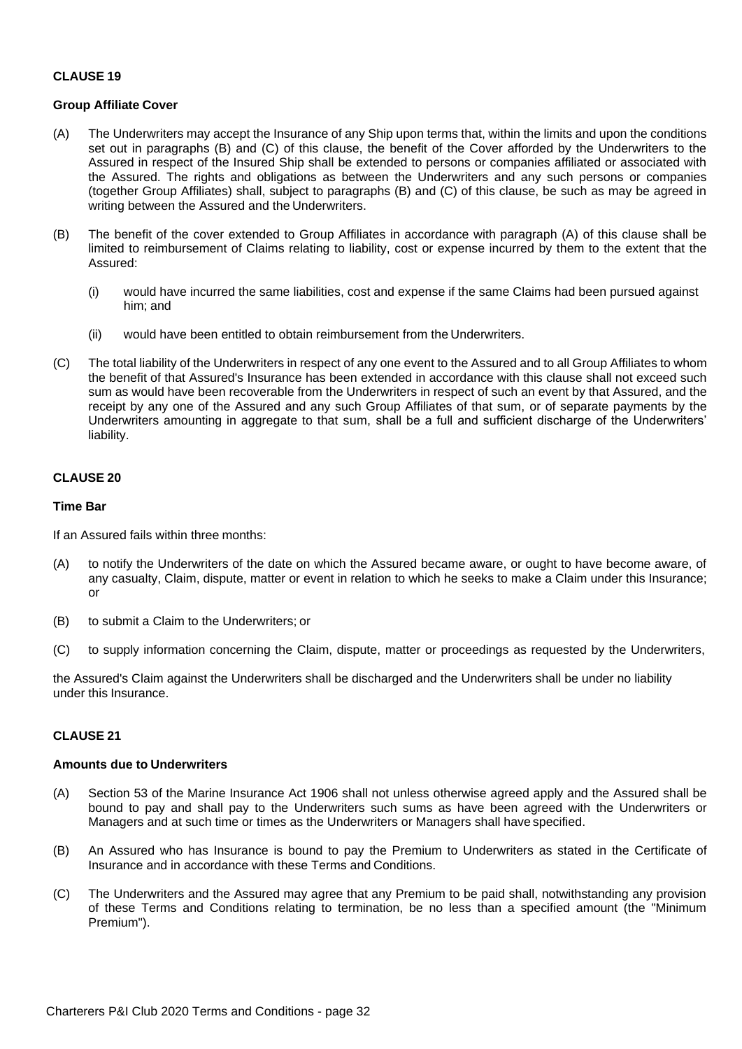## CLAUSE 19

### Group Affiliate Cover

(A) The Underwriters may accept the Insurance of any Ship upon terms that, within the limits and upon the conditions set out in paragraphs (B) and (C) of this clause, the benefit of the Cover afforded by the Underwriters to the Assured in respect of the Insured Ship shall be extended to persons or companies affiliated or associated with the Assured. The rights and obligations as between the Underwriters and any such persons or companies (together Group Affiliates) shall, subject to paragraphs (B) and (C) of this clause, be such as may be agreed in writing between the Assured and the Underwriters.

(B) The benefit of the cover extended to Group Affiliates in accordance with paragraph (A) of this clause shall be limited to reimbursement of Claims relating to liability, cost or expense incurred by them to the extent that the Assured:

(i) would have incurred the same liabilities, cost and expense if the same Claims had been pursued against him; and

(ii) would have been entitled to obtain reimbursement from the Underwriters.

(C) The total liability of the Underwriters in respect of any one event to the Assured and to all Group Affiliates to whom the benefit of that Assured's Insurance has been extended in accordance with this clause shall not exceed such sum as would have been recoverable from the Underwriters in respect of such an event by that Assured, and the receipt by any one of the Assured and any such Group Affiliates of that sum, or of separate payments by the Underwriters amounting in aggregate to that sum, shall be a full and sufficient discharge of the Underwriters' liability.

## CLAUSE 20

### Time Bar

If an Assured fails within three months:

(A) to notify the Underwriters of the date on which the Assured became aware, or ought to have become aware, of any casualty, Claim, dispute, matter or event in relation to which he seeks to make a Claim under this Insurance; or

(B) to submit a Claim to the Underwriters; or

(C) to supply information concerning the Claim, dispute, matter or proceedings as requested by the Underwriters,

the Assured's Claim against the Underwriters shall be discharged and the Underwriters shall be under no liability under this Insurance.

## CLAUSE 21

### Amounts due to Underwriters

(A) Section 53 of the Marine Insurance Act 1906 shall not unless otherwise agreed apply and the Assured shall be bound to pay and shall pay to the Underwriters such sums as have been agreed with the Underwriters or Managers and at such time or times as the Underwriters or Managers shall have specified.

(B) An Assured who has Insurance is bound to pay the Premium to Underwriters as stated in the Certificate of Insurance and in accordance with these Terms and Conditions.

(C) The Underwriters and the Assured may agree that any Premium to be paid shall, notwithstanding any provision of these Terms and Conditions relating to termination, be no less than a specified amount (the "Minimum Premium").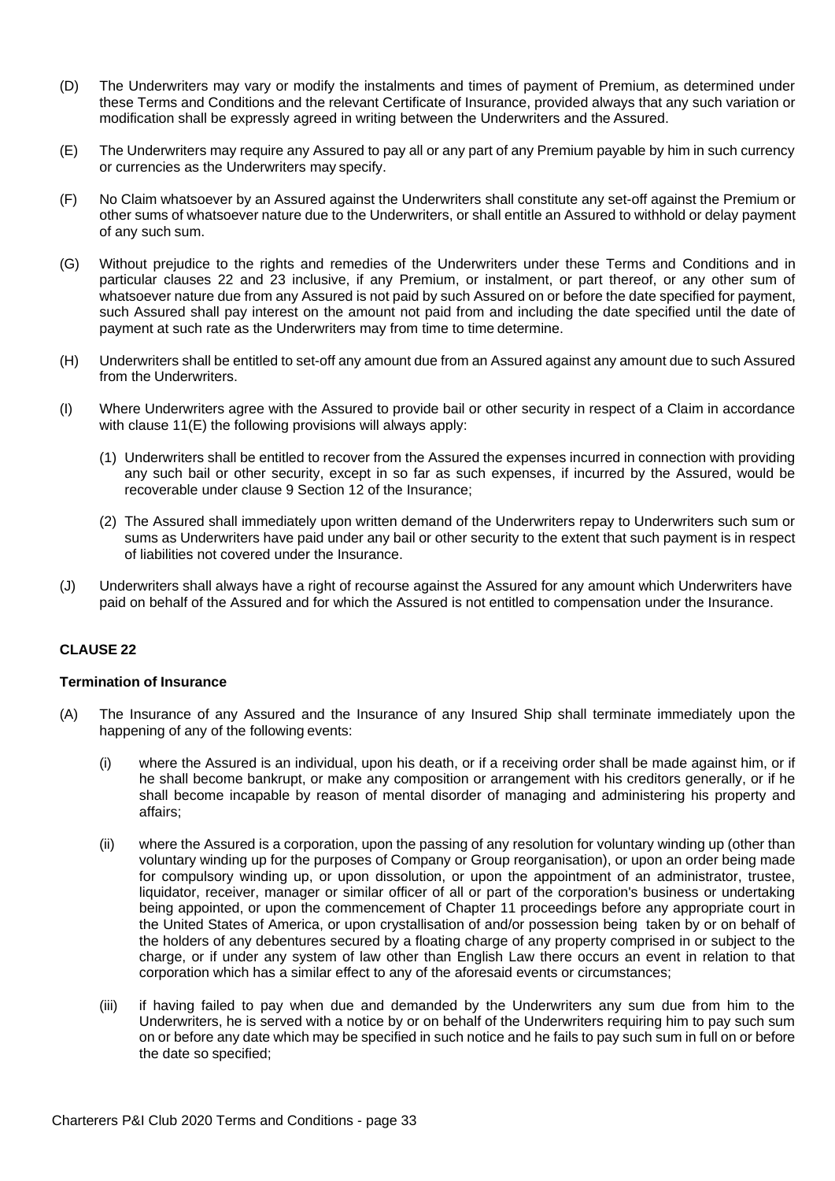(D) The Underwriters may vary or modify the instalments and times of payment of Premium, as determined under these Terms and Conditions and the relevant Certificate of Insurance, provided always that any such variation or modification shall be expressly agreed in writing between the Underwriters and the Assured.

(E) The Underwriters may require any Assured to pay all or any part of any Premium payable by him in such currency or currencies as the Underwriters may specify.

(F) No Claim whatsoever by an Assured against the Underwriters shall constitute any set-off against the Premium or other sums of whatsoever nature due to the Underwriters, or shall entitle an Assured to withhold or delay payment of any such sum.

(G) Without prejudice to the rights and remedies of the Underwriters under these Terms and Conditions and in particular clauses 22 and 23 inclusive, if any Premium, or instalment, or part thereof, or any other sum of whatsoever nature due from any Assured is not paid by such Assured on or before the date specified for payment, such Assured shall pay interest on the amount not paid from and including the date specified until the date of payment at such rate as the Underwriters may from time to time determine.

(H) Underwriters shall be entitled to set-off any amount due from an Assured against any amount due to such Assured from the Underwriters.

(I) Where Underwriters agree with the Assured to provide bail or other security in respect of a Claim in accordance with clause 11(E) the following provisions will always apply:

   (1) Underwriters shall be entitled to recover from the Assured the expenses incurred in connection with providing any such bail or other security, except in so far as such expenses, if incurred by the Assured, would be recoverable under clause 9 Section 12 of the Insurance;

   (2) The Assured shall immediately upon written demand of the Underwriters repay to Underwriters such sum or sums as Underwriters have paid under any bail or other security to the extent that such payment is in respect of liabilities not covered under the Insurance.

(J) Underwriters shall always have a right of recourse against the Assured for any amount which Underwriters have paid on behalf of the Assured and for which the Assured is not entitled to compensation under the Insurance.

## CLAUSE 22

### Termination of Insurance

(A) The Insurance of any Assured and the Insurance of any Insured Ship shall terminate immediately upon the happening of any of the following events:

   (i) where the Assured is an individual, upon his death, or if a receiving order shall be made against him, or if he shall become bankrupt, or make any composition or arrangement with his creditors generally, or if he shall become incapable by reason of mental disorder of managing and administering his property and affairs;

   (ii) where the Assured is a corporation, upon the passing of any resolution for voluntary winding up (other than voluntary winding up for the purposes of Company or Group reorganisation), or upon an order being made for compulsory winding up, or upon dissolution, or upon the appointment of an administrator, trustee, liquidator, receiver, manager or similar officer of all or part of the corporation's business or undertaking being appointed, or upon the commencement of Chapter 11 proceedings before any appropriate court in the United States of America, or upon crystallisation of and/or possession being taken by or on behalf of the holders of any debentures secured by a floating charge of any property comprised in or subject to the charge, or if under any system of law other than English Law there occurs an event in relation to that corporation which has a similar effect to any of the aforesaid events or circumstances;

   (iii) if having failed to pay when due and demanded by the Underwriters any sum due from him to the Underwriters, he is served with a notice by or on behalf of the Underwriters requiring him to pay such sum on or before any date which may be specified in such notice and he fails to pay such sum in full on or before the date so specified;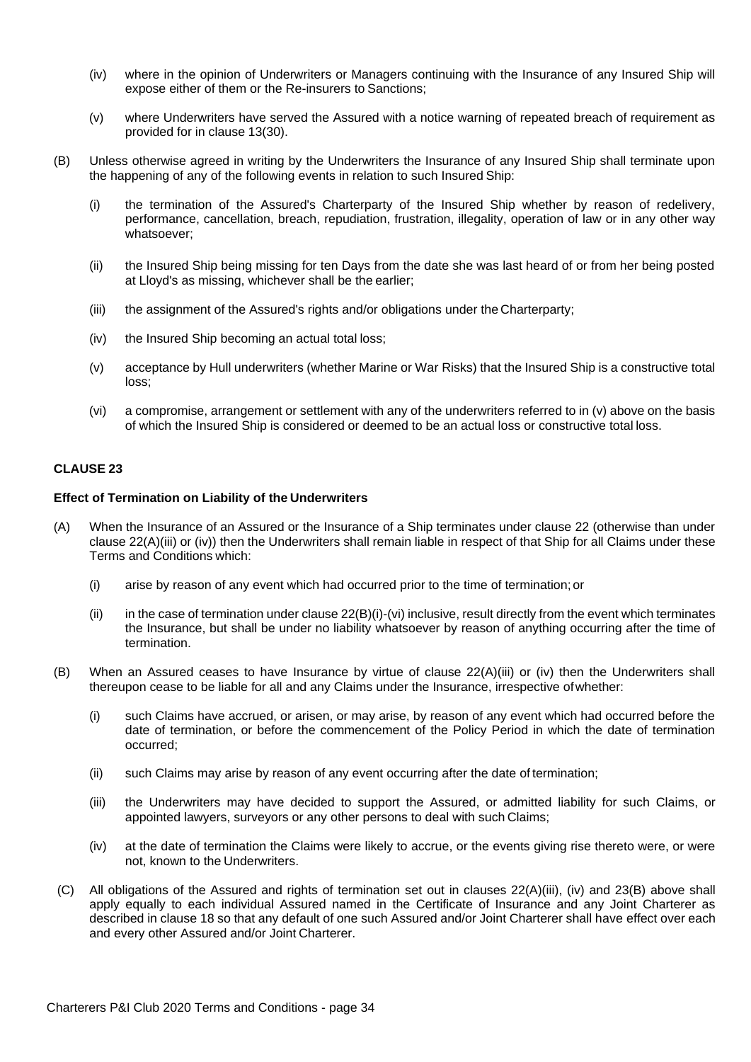- (iv) where in the opinion of Underwriters or Managers continuing with the Insurance of any Insured Ship will expose either of them or the Re-insurers to Sanctions;
- (v) where Underwriters have served the Assured with a notice warning of repeated breach of requirement as provided for in clause 13(30).

(B) Unless otherwise agreed in writing by the Underwriters the Insurance of any Insured Ship shall terminate upon the happening of any of the following events in relation to such Insured Ship:

- (i) the termination of the Assured's Charterparty of the Insured Ship whether by reason of redelivery, performance, cancellation, breach, repudiation, frustration, illegality, operation of law or in any other way whatsoever;
- (ii) the Insured Ship being missing for ten Days from the date she was last heard of or from her being posted at Lloyd's as missing, whichever shall be the earlier;
- (iii) the assignment of the Assured's rights and/or obligations under the Charterparty;
- (iv) the Insured Ship becoming an actual total loss;
- (v) acceptance by Hull underwriters (whether Marine or War Risks) that the Insured Ship is a constructive total loss;
- (vi) a compromise, arrangement or settlement with any of the underwriters referred to in (v) above on the basis of which the Insured Ship is considered or deemed to be an actual loss or constructive total loss.

**CLAUSE 23**

**Effect of Termination on Liability of the Underwriters**

(A) When the Insurance of an Assured or the Insurance of a Ship terminates under clause 22 (otherwise than under clause 22(A)(iii) or (iv)) then the Underwriters shall remain liable in respect of that Ship for all Claims under these Terms and Conditions which:

- (i) arise by reason of any event which had occurred prior to the time of termination; or
- (ii) in the case of termination under clause 22(B)(i)-(vi) inclusive, result directly from the event which terminates the Insurance, but shall be under no liability whatsoever by reason of anything occurring after the time of termination.

(B) When an Assured ceases to have Insurance by virtue of clause 22(A)(iii) or (iv) then the Underwriters shall thereupon cease to be liable for all and any Claims under the Insurance, irrespective of whether:

- (i) such Claims have accrued, or arisen, or may arise, by reason of any event which had occurred before the date of termination, or before the commencement of the Policy Period in which the date of termination occurred;
- (ii) such Claims may arise by reason of any event occurring after the date of termination;
- (iii) the Underwriters may have decided to support the Assured, or admitted liability for such Claims, or appointed lawyers, surveyors or any other persons to deal with such Claims;
- (iv) at the date of termination the Claims were likely to accrue, or the events giving rise thereto were, or were not, known to the Underwriters.

(C) All obligations of the Assured and rights of termination set out in clauses 22(A)(iii), (iv) and 23(B) above shall apply equally to each individual Assured named in the Certificate of Insurance and any Joint Charterer as described in clause 18 so that any default of one such Assured and/or Joint Charterer shall have effect over each and every other Assured and/or Joint Charterer.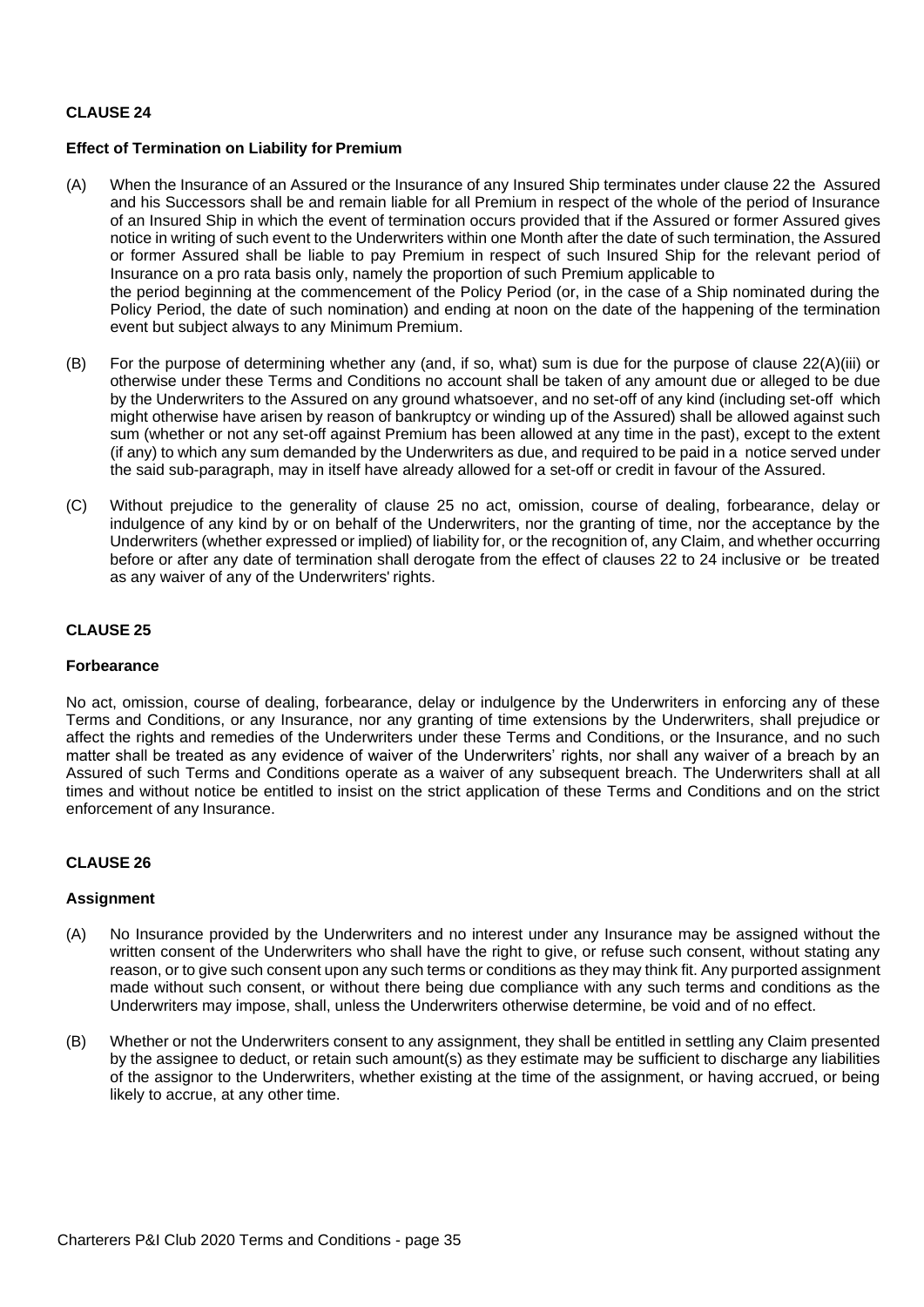**CLAUSE 24**

**Effect of Termination on Liability for Premium**

(A) When the Insurance of an Assured or the Insurance of any Insured Ship terminates under clause 22 the Assured and his Successors shall be and remain liable for all Premium in respect of the whole of the period of Insurance of an Insured Ship in which the event of termination occurs provided that if the Assured or former Assured gives notice in writing of such event to the Underwriters within one Month after the date of such termination, the Assured or former Assured shall be liable to pay Premium in respect of such Insured Ship for the relevant period of Insurance on a pro rata basis only, namely the proportion of such Premium applicable to the period beginning at the commencement of the Policy Period (or, in the case of a Ship nominated during the Policy Period, the date of such nomination) and ending at noon on the date of the happening of the termination event but subject always to any Minimum Premium.

(B) For the purpose of determining whether any (and, if so, what) sum is due for the purpose of clause 22(A)(iii) or otherwise under these Terms and Conditions no account shall be taken of any amount due or alleged to be due by the Underwriters to the Assured on any ground whatsoever, and no set-off of any kind (including set-off which might otherwise have arisen by reason of bankruptcy or winding up of the Assured) shall be allowed against such sum (whether or not any set-off against Premium has been allowed at any time in the past), except to the extent (if any) to which any sum demanded by the Underwriters as due, and required to be paid in a notice served under the said sub-paragraph, may in itself have already allowed for a set-off or credit in favour of the Assured.

(C) Without prejudice to the generality of clause 25 no act, omission, course of dealing, forbearance, delay or indulgence of any kind by or on behalf of the Underwriters, nor the granting of time, nor the acceptance by the Underwriters (whether expressed or implied) of liability for, or the recognition of, any Claim, and whether occurring before or after any date of termination shall derogate from the effect of clauses 22 to 24 inclusive or be treated as any waiver of any of the Underwriters' rights.

**CLAUSE 25**

**Forbearance**

No act, omission, course of dealing, forbearance, delay or indulgence by the Underwriters in enforcing any of these Terms and Conditions, or any Insurance, nor any granting of time extensions by the Underwriters, shall prejudice or affect the rights and remedies of the Underwriters under these Terms and Conditions, or the Insurance, and no such matter shall be treated as any evidence of waiver of the Underwriters' rights, nor shall any waiver of a breach by an Assured of such Terms and Conditions operate as a waiver of any subsequent breach. The Underwriters shall at all times and without notice be entitled to insist on the strict application of these Terms and Conditions and on the strict enforcement of any Insurance.

**CLAUSE 26**

**Assignment**

(A) No Insurance provided by the Underwriters and no interest under any Insurance may be assigned without the written consent of the Underwriters who shall have the right to give, or refuse such consent, without stating any reason, or to give such consent upon any such terms or conditions as they may think fit. Any purported assignment made without such consent, or without there being due compliance with any such terms and conditions as the Underwriters may impose, shall, unless the Underwriters otherwise determine, be void and of no effect.

(B) Whether or not the Underwriters consent to any assignment, they shall be entitled in settling any Claim presented by the assignee to deduct, or retain such amount(s) as they estimate may be sufficient to discharge any liabilities of the assignor to the Underwriters, whether existing at the time of the assignment, or having accrued, or being likely to accrue, at any other time.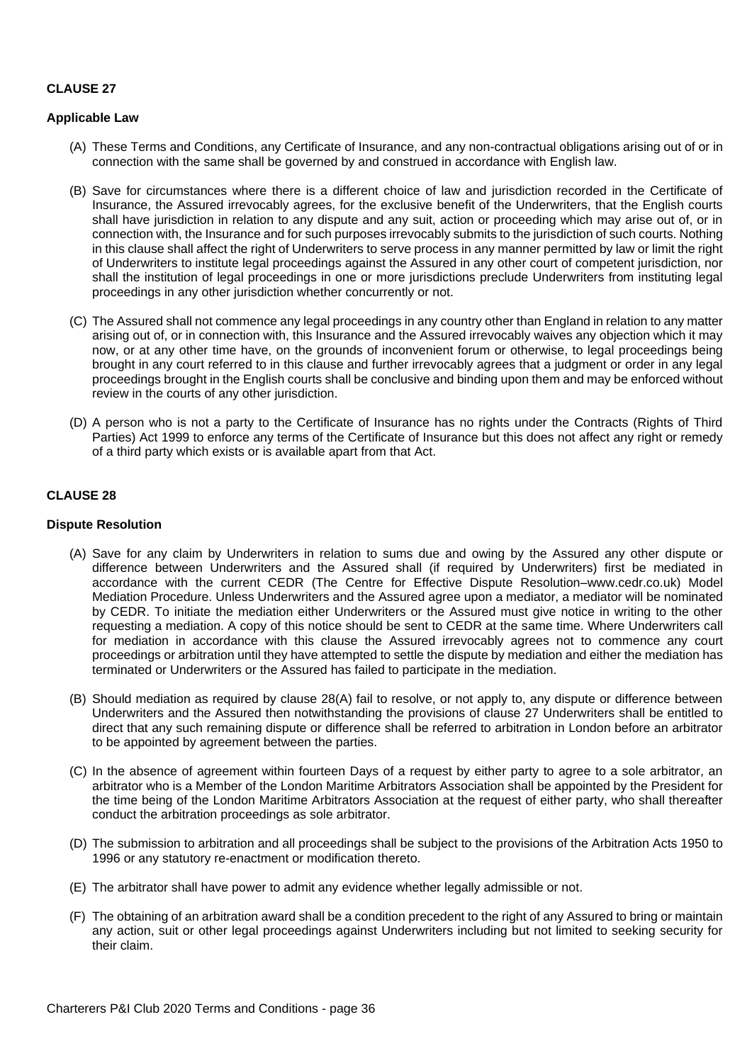**CLAUSE 27**

**Applicable Law**

(A) These Terms and Conditions, any Certificate of Insurance, and any non-contractual obligations arising out of or in connection with the same shall be governed by and construed in accordance with English law.

(B) Save for circumstances where there is a different choice of law and jurisdiction recorded in the Certificate of Insurance, the Assured irrevocably agrees, for the exclusive benefit of the Underwriters, that the English courts shall have jurisdiction in relation to any dispute and any suit, action or proceeding which may arise out of, or in connection with, the Insurance and for such purposes irrevocably submits to the jurisdiction of such courts. Nothing in this clause shall affect the right of Underwriters to serve process in any manner permitted by law or limit the right of Underwriters to institute legal proceedings against the Assured in any other court of competent jurisdiction, nor shall the institution of legal proceedings in one or more jurisdictions preclude Underwriters from instituting legal proceedings in any other jurisdiction whether concurrently or not.

(C) The Assured shall not commence any legal proceedings in any country other than England in relation to any matter arising out of, or in connection with, this Insurance and the Assured irrevocably waives any objection which it may now, or at any other time have, on the grounds of inconvenient forum or otherwise, to legal proceedings being brought in any court referred to in this clause and further irrevocably agrees that a judgment or order in any legal proceedings brought in the English courts shall be conclusive and binding upon them and may be enforced without review in the courts of any other jurisdiction.

(D) A person who is not a party to the Certificate of Insurance has no rights under the Contracts (Rights of Third Parties) Act 1999 to enforce any terms of the Certificate of Insurance but this does not affect any right or remedy of a third party which exists or is available apart from that Act.

**CLAUSE 28**

**Dispute Resolution**

(A) Save for any claim by Underwriters in relation to sums due and owing by the Assured any other dispute or difference between Underwriters and the Assured shall (if required by Underwriters) first be mediated in accordance with the current CEDR (The Centre for Effective Dispute Resolution–www.cedr.co.uk) Model Mediation Procedure. Unless Underwriters and the Assured agree upon a mediator, a mediator will be nominated by CEDR. To initiate the mediation either Underwriters or the Assured must give notice in writing to the other requesting a mediation. A copy of this notice should be sent to CEDR at the same time. Where Underwriters call for mediation in accordance with this clause the Assured irrevocably agrees not to commence any court proceedings or arbitration until they have attempted to settle the dispute by mediation and either the mediation has terminated or Underwriters or the Assured has failed to participate in the mediation.

(B) Should mediation as required by clause 28(A) fail to resolve, or not apply to, any dispute or difference between Underwriters and the Assured then notwithstanding the provisions of clause 27 Underwriters shall be entitled to direct that any such remaining dispute or difference shall be referred to arbitration in London before an arbitrator to be appointed by agreement between the parties.

(C) In the absence of agreement within fourteen Days of a request by either party to agree to a sole arbitrator, an arbitrator who is a Member of the London Maritime Arbitrators Association shall be appointed by the President for the time being of the London Maritime Arbitrators Association at the request of either party, who shall thereafter conduct the arbitration proceedings as sole arbitrator.

(D) The submission to arbitration and all proceedings shall be subject to the provisions of the Arbitration Acts 1950 to 1996 or any statutory re-enactment or modification thereto.

(E) The arbitrator shall have power to admit any evidence whether legally admissible or not.

(F) The obtaining of an arbitration award shall be a condition precedent to the right of any Assured to bring or maintain any action, suit or other legal proceedings against Underwriters including but not limited to seeking security for their claim.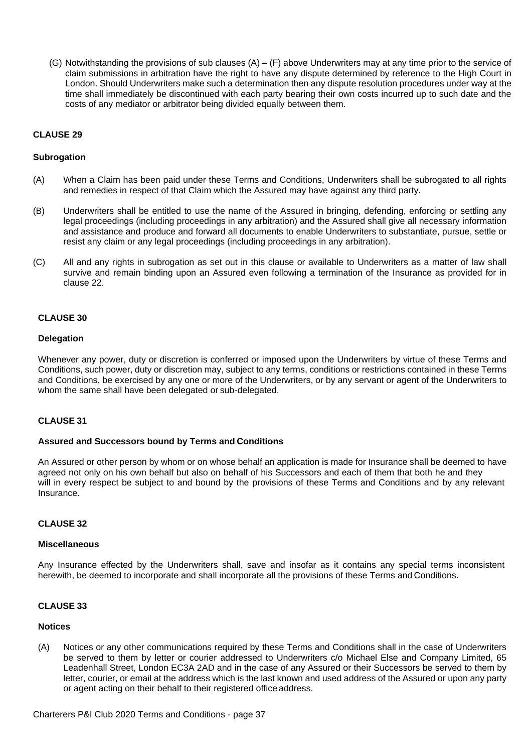(G) Notwithstanding the provisions of sub clauses (A) – (F) above Underwriters may at any time prior to the service of claim submissions in arbitration have the right to have any dispute determined by reference to the High Court in London. Should Underwriters make such a determination then any dispute resolution procedures under way at the time shall immediately be discontinued with each party bearing their own costs incurred up to such date and the costs of any mediator or arbitrator being divided equally between them.

## CLAUSE 29

### Subrogation

(A) When a Claim has been paid under these Terms and Conditions, Underwriters shall be subrogated to all rights and remedies in respect of that Claim which the Assured may have against any third party.

(B) Underwriters shall be entitled to use the name of the Assured in bringing, defending, enforcing or settling any legal proceedings (including proceedings in any arbitration) and the Assured shall give all necessary information and assistance and produce and forward all documents to enable Underwriters to substantiate, pursue, settle or resist any claim or any legal proceedings (including proceedings in any arbitration).

(C) All and any rights in subrogation as set out in this clause or available to Underwriters as a matter of law shall survive and remain binding upon an Assured even following a termination of the Insurance as provided for in clause 22.

## CLAUSE 30

### Delegation

Whenever any power, duty or discretion is conferred or imposed upon the Underwriters by virtue of these Terms and Conditions, such power, duty or discretion may, subject to any terms, conditions or restrictions contained in these Terms and Conditions, be exercised by any one or more of the Underwriters, or by any servant or agent of the Underwriters to whom the same shall have been delegated or sub-delegated.

## CLAUSE 31

### Assured and Successors bound by Terms and Conditions

An Assured or other person by whom or on whose behalf an application is made for Insurance shall be deemed to have agreed not only on his own behalf but also on behalf of his Successors and each of them that both he and they will in every respect be subject to and bound by the provisions of these Terms and Conditions and by any relevant Insurance.

## CLAUSE 32

### Miscellaneous

Any Insurance effected by the Underwriters shall, save and insofar as it contains any special terms inconsistent herewith, be deemed to incorporate and shall incorporate all the provisions of these Terms and Conditions.

## CLAUSE 33

### Notices

(A) Notices or any other communications required by these Terms and Conditions shall in the case of Underwriters be served to them by letter or courier addressed to Underwriters c/o Michael Else and Company Limited, 65 Leadenhall Street, London EC3A 2AD and in the case of any Assured or their Successors be served to them by letter, courier, or email at the address which is the last known and used address of the Assured or upon any party or agent acting on their behalf to their registered office address.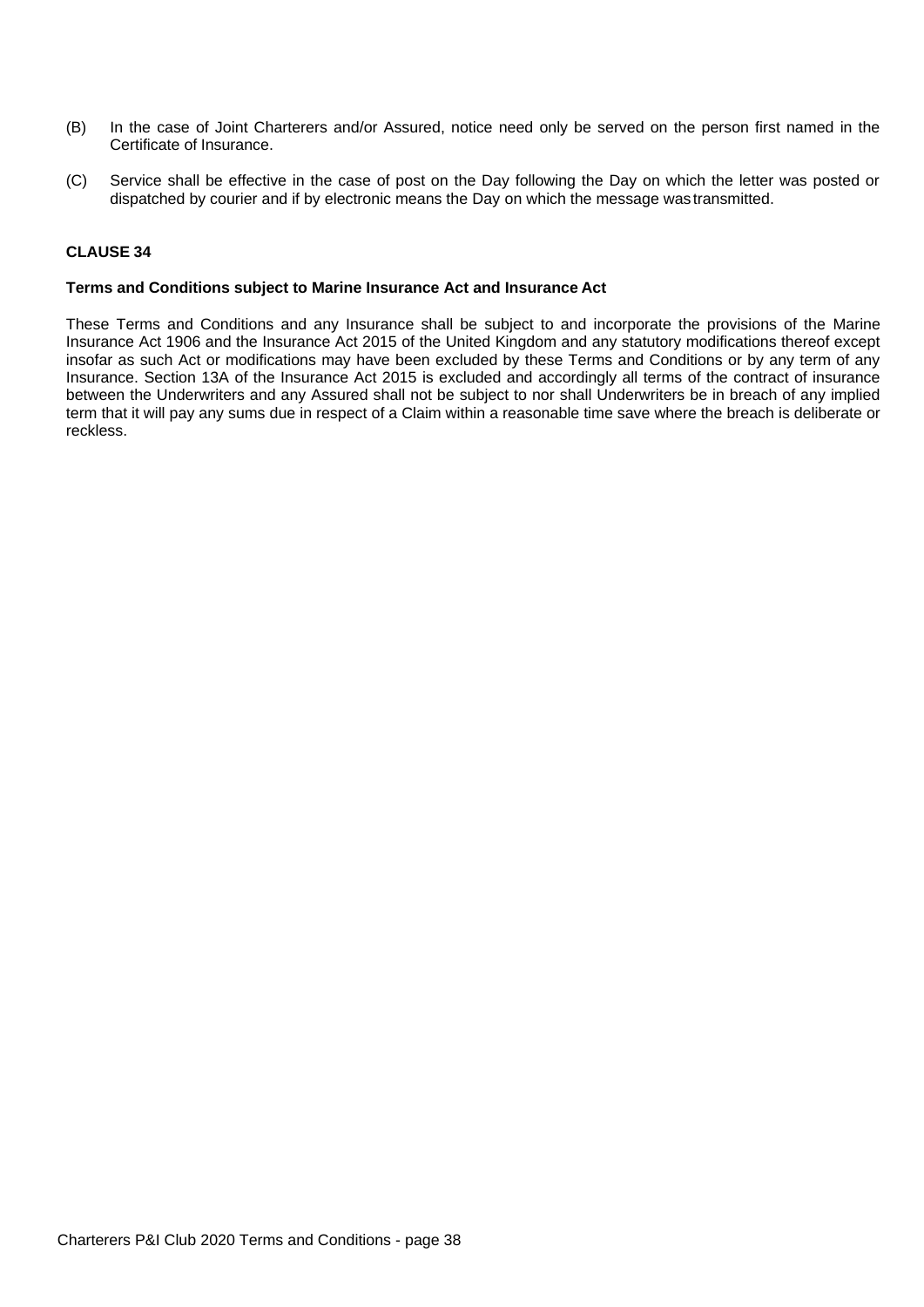(B) In the case of Joint Charterers and/or Assured, notice need only be served on the person first named in the Certificate of Insurance.

(C) Service shall be effective in the case of post on the Day following the Day on which the letter was posted or dispatched by courier and if by electronic means the Day on which the message was transmitted.

**CLAUSE 34**

**Terms and Conditions subject to Marine Insurance Act and Insurance Act**

These Terms and Conditions and any Insurance shall be subject to and incorporate the provisions of the Marine Insurance Act 1906 and the Insurance Act 2015 of the United Kingdom and any statutory modifications thereof except insofar as such Act or modifications may have been excluded by these Terms and Conditions or by any term of any Insurance. Section 13A of the Insurance Act 2015 is excluded and accordingly all terms of the contract of insurance between the Underwriters and any Assured shall not be subject to nor shall Underwriters be in breach of any implied term that it will pay any sums due in respect of a Claim within a reasonable time save where the breach is deliberate or reckless.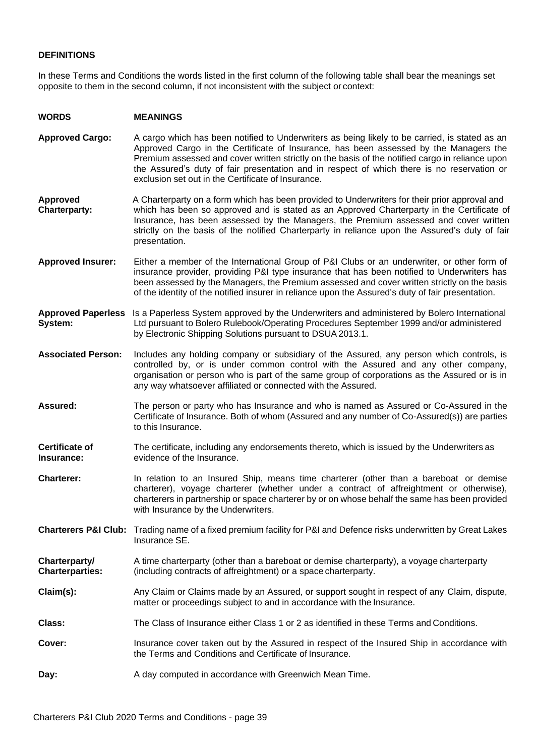## DEFINITIONS

In these Terms and Conditions the words listed in the first column of the following table shall bear the meanings set opposite to them in the second column, if not inconsistent with the subject or context:

| WORDS | MEANINGS |
|---|---|
| **Approved Cargo:** | A cargo which has been notified to Underwriters as being likely to be carried, is stated as an Approved Cargo in the Certificate of Insurance, has been assessed by the Managers the Premium assessed and cover written strictly on the basis of the notified cargo in reliance upon the Assured's duty of fair presentation and in respect of which there is no reservation or exclusion set out in the Certificate of Insurance. |
| **Approved Charterparty:** | A Charterparty on a form which has been provided to Underwriters for their prior approval and which has been so approved and is stated as an Approved Charterparty in the Certificate of Insurance, has been assessed by the Managers, the Premium assessed and cover written strictly on the basis of the notified Charterparty in reliance upon the Assured's duty of fair presentation. |
| **Approved Insurer:** | Either a member of the International Group of P&I Clubs or an underwriter, or other form of insurance provider, providing P&I type insurance that has been notified to Underwriters has been assessed by the Managers, the Premium assessed and cover written strictly on the basis of the identity of the notified insurer in reliance upon the Assured's duty of fair presentation. |
| **Approved Paperless System:** | Is a Paperless System approved by the Underwriters and administered by Bolero International Ltd pursuant to Bolero Rulebook/Operating Procedures September 1999 and/or administered by Electronic Shipping Solutions pursuant to DSUA 2013.1. |
| **Associated Person:** | Includes any holding company or subsidiary of the Assured, any person which controls, is controlled by, or is under common control with the Assured and any other company, organisation or person who is part of the same group of corporations as the Assured or is in any way whatsoever affiliated or connected with the Assured. |
| **Assured:** | The person or party who has Insurance and who is named as Assured or Co-Assured in the Certificate of Insurance. Both of whom (Assured and any number of Co-Assured(s)) are parties to this Insurance. |
| **Certificate of Insurance:** | The certificate, including any endorsements thereto, which is issued by the Underwriters as evidence of the Insurance. |
| **Charterer:** | In relation to an Insured Ship, means time charterer (other than a bareboat or demise charterer), voyage charterer (whether under a contract of affreightment or otherwise), charterers in partnership or space charterer by or on whose behalf the same has been provided with Insurance by the Underwriters. |
| **Charterers P&I Club:** | Trading name of a fixed premium facility for P&I and Defence risks underwritten by Great Lakes Insurance SE. |
| **Charterparty/ Charterparties:** | A time charterparty (other than a bareboat or demise charterparty), a voyage charterparty (including contracts of affreightment) or a space charterparty. |
| **Claim(s):** | Any Claim or Claims made by an Assured, or support sought in respect of any Claim, dispute, matter or proceedings subject to and in accordance with the Insurance. |
| **Class:** | The Class of Insurance either Class 1 or 2 as identified in these Terms and Conditions. |
| **Cover:** | Insurance cover taken out by the Assured in respect of the Insured Ship in accordance with the Terms and Conditions and Certificate of Insurance. |
| **Day:** | A day computed in accordance with Greenwich Mean Time. |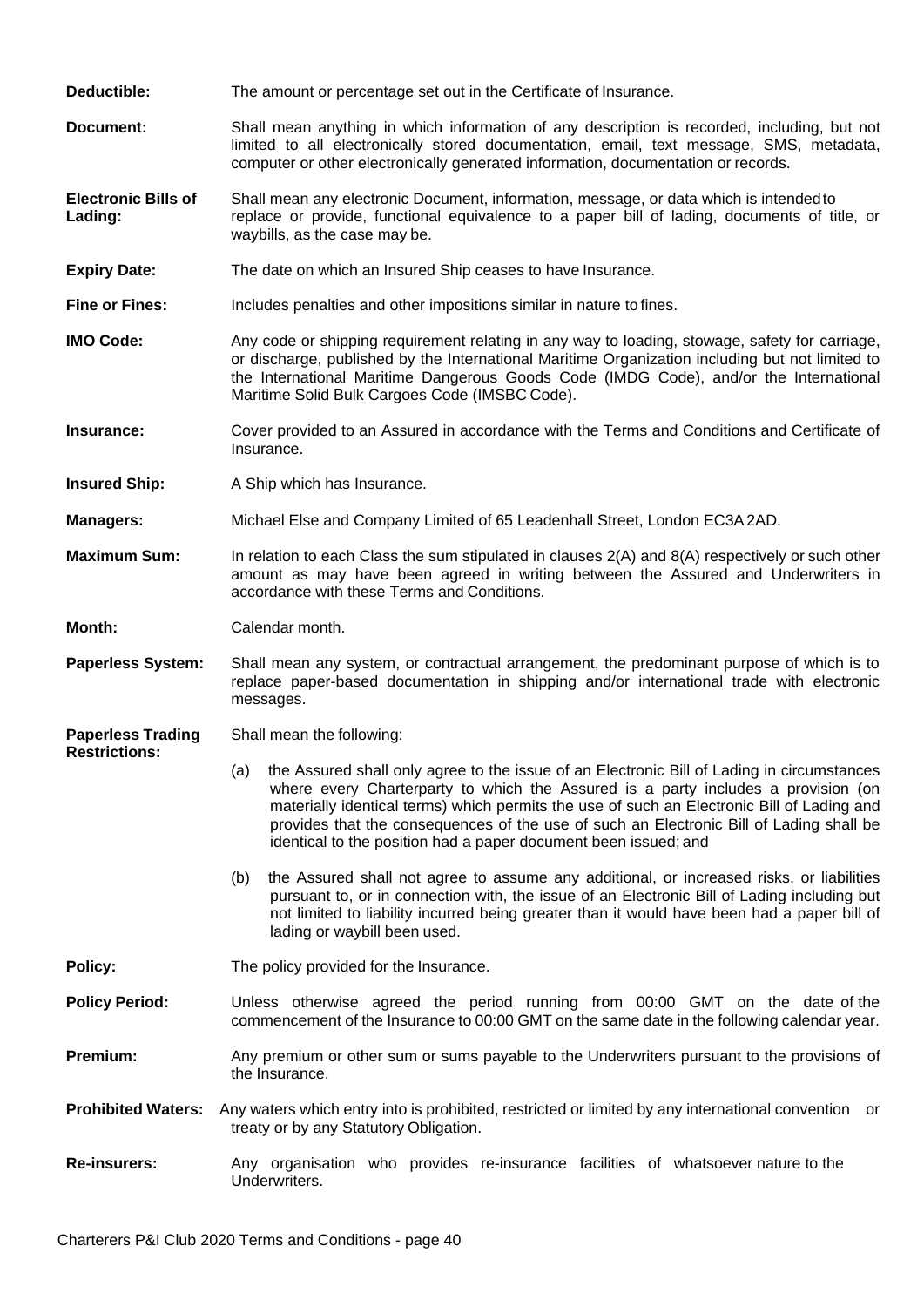**Deductible:** The amount or percentage set out in the Certificate of Insurance.

**Document:** Shall mean anything in which information of any description is recorded, including, but not limited to all electronically stored documentation, email, text message, SMS, metadata, computer or other electronically generated information, documentation or records.

**Electronic Bills of Lading:** Shall mean any electronic Document, information, message, or data which is intended to replace or provide, functional equivalence to a paper bill of lading, documents of title, or waybills, as the case may be.

**Expiry Date:** The date on which an Insured Ship ceases to have Insurance.

**Fine or Fines:** Includes penalties and other impositions similar in nature to fines.

**IMO Code:** Any code or shipping requirement relating in any way to loading, stowage, safety for carriage, or discharge, published by the International Maritime Organization including but not limited to the International Maritime Dangerous Goods Code (IMDG Code), and/or the International Maritime Solid Bulk Cargoes Code (IMSBC Code).

**Insurance:** Cover provided to an Assured in accordance with the Terms and Conditions and Certificate of Insurance.

**Insured Ship:** A Ship which has Insurance.

**Managers:** Michael Else and Company Limited of 65 Leadenhall Street, London EC3A 2AD.

**Maximum Sum:** In relation to each Class the sum stipulated in clauses 2(A) and 8(A) respectively or such other amount as may have been agreed in writing between the Assured and Underwriters in accordance with these Terms and Conditions.

**Month:** Calendar month.

**Paperless System:** Shall mean any system, or contractual arrangement, the predominant purpose of which is to replace paper-based documentation in shipping and/or international trade with electronic messages.

**Paperless Trading Restrictions:** Shall mean the following:

(a) the Assured shall only agree to the issue of an Electronic Bill of Lading in circumstances where every Charterparty to which the Assured is a party includes a provision (on materially identical terms) which permits the use of such an Electronic Bill of Lading and provides that the consequences of the use of such an Electronic Bill of Lading shall be identical to the position had a paper document been issued; and

(b) the Assured shall not agree to assume any additional, or increased risks, or liabilities pursuant to, or in connection with, the issue of an Electronic Bill of Lading including but not limited to liability incurred being greater than it would have been had a paper bill of lading or waybill been used.

**Policy:** The policy provided for the Insurance.

**Policy Period:** Unless otherwise agreed the period running from 00:00 GMT on the date of the commencement of the Insurance to 00:00 GMT on the same date in the following calendar year.

**Premium:** Any premium or other sum or sums payable to the Underwriters pursuant to the provisions of the Insurance.

**Prohibited Waters:** Any waters which entry into is prohibited, restricted or limited by any international convention or treaty or by any Statutory Obligation.

**Re-insurers:** Any organisation who provides re-insurance facilities of whatsoever nature to the Underwriters.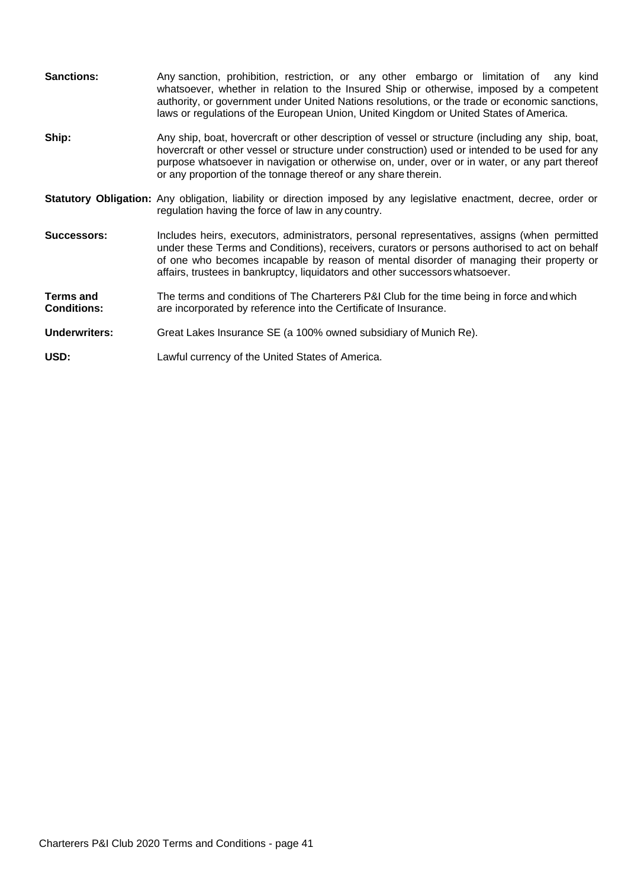**Sanctions:** Any sanction, prohibition, restriction, or any other embargo or limitation of any kind whatsoever, whether in relation to the Insured Ship or otherwise, imposed by a competent authority, or government under United Nations resolutions, or the trade or economic sanctions, laws or regulations of the European Union, United Kingdom or United States of America.

**Ship:** Any ship, boat, hovercraft or other description of vessel or structure (including any ship, boat, hovercraft or other vessel or structure under construction) used or intended to be used for any purpose whatsoever in navigation or otherwise on, under, over or in water, or any part thereof or any proportion of the tonnage thereof or any share therein.

**Statutory Obligation:** Any obligation, liability or direction imposed by any legislative enactment, decree, order or regulation having the force of law in any country.

**Successors:** Includes heirs, executors, administrators, personal representatives, assigns (when permitted under these Terms and Conditions), receivers, curators or persons authorised to act on behalf of one who becomes incapable by reason of mental disorder of managing their property or affairs, trustees in bankruptcy, liquidators and other successors whatsoever.

**Terms and Conditions:** The terms and conditions of The Charterers P&I Club for the time being in force and which are incorporated by reference into the Certificate of Insurance.

**Underwriters:** Great Lakes Insurance SE (a 100% owned subsidiary of Munich Re).

**USD:** Lawful currency of the United States of America.